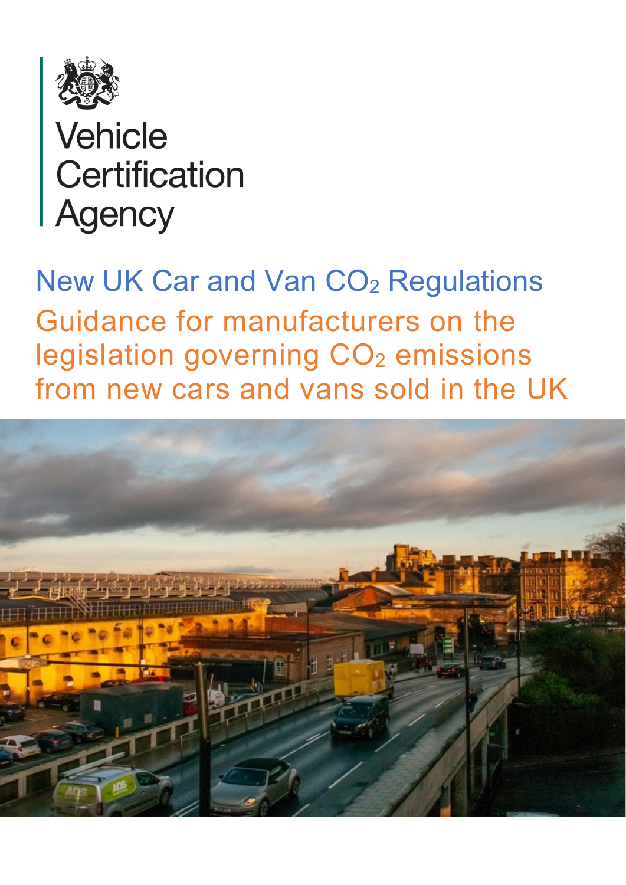Vehicle Certification Agency

# New UK Car and Van $CO_2$ Regulations

## Guidance for manufacturers on the legislation governing $CO_2$ emissions from new cars and vans sold in the UK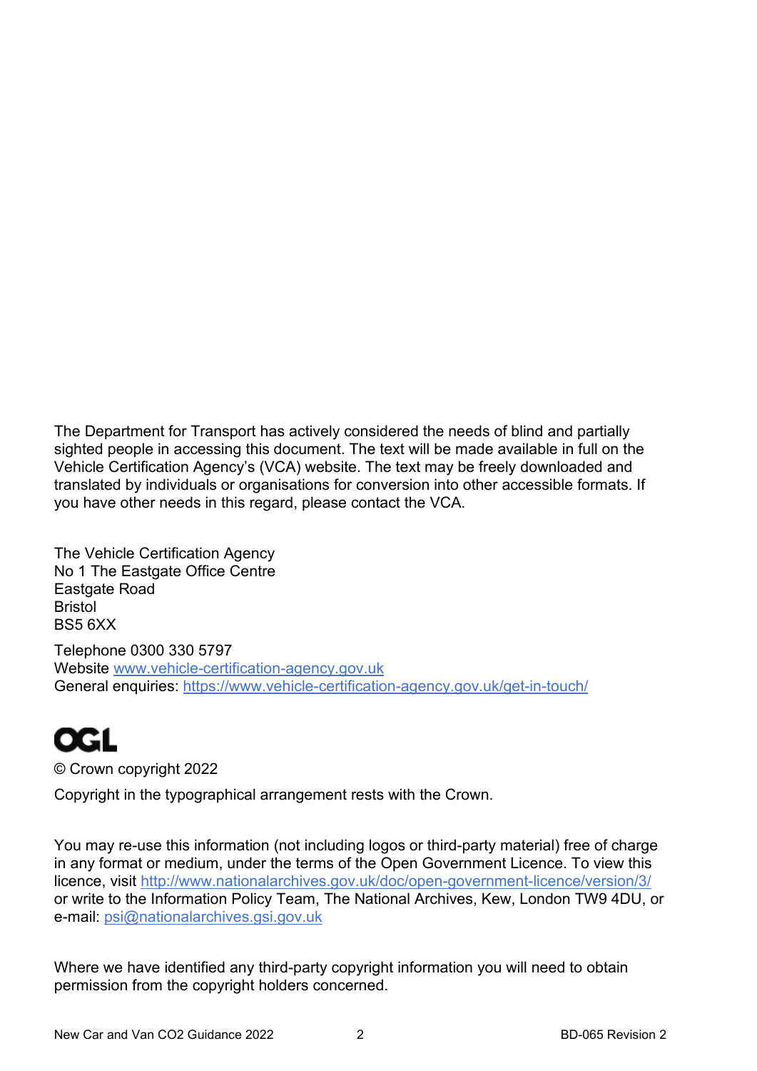The Department for Transport has actively considered the needs of blind and partially sighted people in accessing this document. The text will be made available in full on the Vehicle Certification Agency's (VCA) website. The text may be freely downloaded and translated by individuals or organisations for conversion into other accessible formats. If you have other needs in this regard, please contact the VCA.

The Vehicle Certification Agency
No 1 The Eastgate Office Centre
Eastgate Road
Bristol
BS5 6XX

Telephone 0300 330 5797
Website www.vehicle-certification-agency.gov.uk
General enquiries: https://www.vehicle-certification-agency.gov.uk/get-in-touch/

OGL

© Crown copyright 2022

Copyright in the typographical arrangement rests with the Crown.

You may re-use this information (not including logos or third-party material) free of charge in any format or medium, under the terms of the Open Government Licence. To view this licence, visit http://www.nationalarchives.gov.uk/doc/open-government-licence/version/3/ or write to the Information Policy Team, The National Archives, Kew, London TW9 4DU, or e-mail: psi@nationalarchives.gsi.gov.uk

Where we have identified any third-party copyright information you will need to obtain permission from the copyright holders concerned.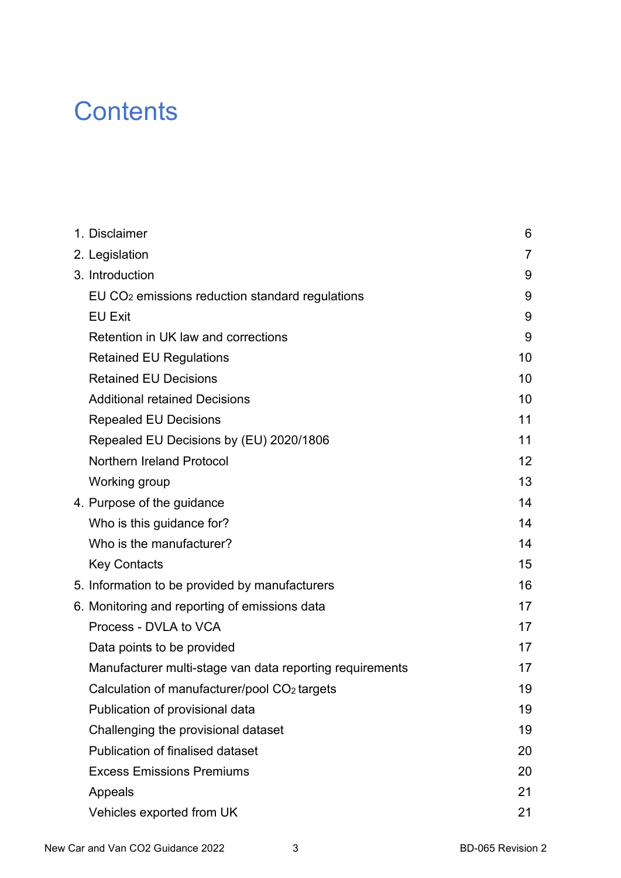# Contents

| | |
|---|---|
| 1. Disclaimer | 6 |
| 2. Legislation | 7 |
| 3. Introduction | 9 |
| EU $CO_2$ emissions reduction standard regulations | 9 |
| EU Exit | 9 |
| Retention in UK law and corrections | 9 |
| Retained EU Regulations | 10 |
| Retained EU Decisions | 10 |
| Additional retained Decisions | 10 |
| Repealed EU Decisions | 11 |
| Repealed EU Decisions by (EU) 2020/1806 | 11 |
| Northern Ireland Protocol | 12 |
| Working group | 13 |
| 4. Purpose of the guidance | 14 |
| Who is this guidance for? | 14 |
| Who is the manufacturer? | 14 |
| Key Contacts | 15 |
| 5. Information to be provided by manufacturers | 16 |
| 6. Monitoring and reporting of emissions data | 17 |
| Process - DVLA to VCA | 17 |
| Data points to be provided | 17 |
| Manufacturer multi-stage van data reporting requirements | 17 |
| Calculation of manufacturer/pool $CO_2$ targets | 19 |
| Publication of provisional data | 19 |
| Challenging the provisional dataset | 19 |
| Publication of finalised dataset | 20 |
| Excess Emissions Premiums | 20 |
| Appeals | 21 |
| Vehicles exported from UK | 21 |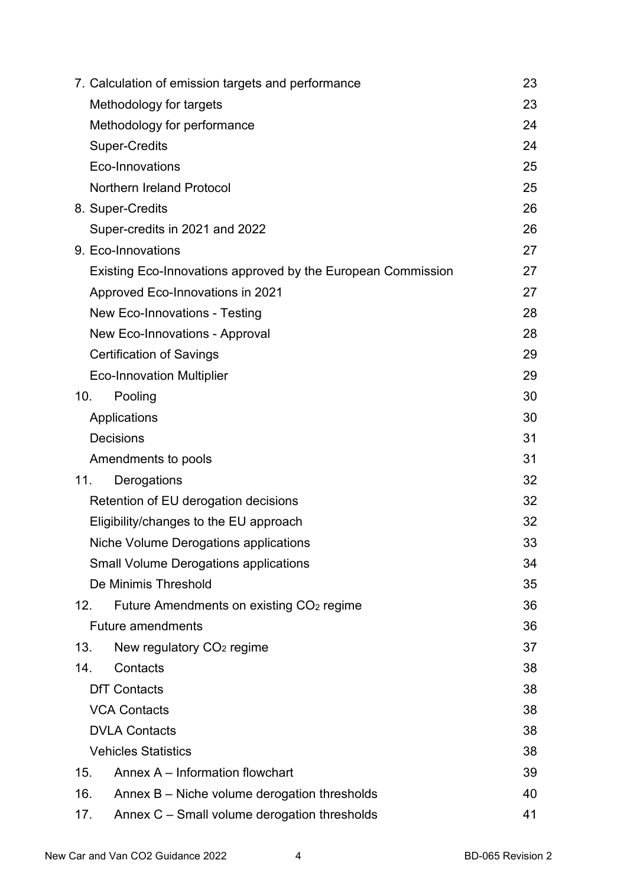| | |
|---|---|
| 7. Calculation of emission targets and performance | 23 |
| Methodology for targets | 23 |
| Methodology for performance | 24 |
| Super-Credits | 24 |
| Eco-Innovations | 25 |
| Northern Ireland Protocol | 25 |
| 8. Super-Credits | 26 |
| Super-credits in 2021 and 2022 | 26 |
| 9. Eco-Innovations | 27 |
| Existing Eco-Innovations approved by the European Commission | 27 |
| Approved Eco-Innovations in 2021 | 27 |
| New Eco-Innovations - Testing | 28 |
| New Eco-Innovations - Approval | 28 |
| Certification of Savings | 29 |
| Eco-Innovation Multiplier | 29 |
| 10. Pooling | 30 |
| Applications | 30 |
| Decisions | 31 |
| Amendments to pools | 31 |
| 11. Derogations | 32 |
| Retention of EU derogation decisions | 32 |
| Eligibility/changes to the EU approach | 32 |
| Niche Volume Derogations applications | 33 |
| Small Volume Derogations applications | 34 |
| De Minimis Threshold | 35 |
| 12. Future Amendments on existing $CO_2$ regime | 36 |
| Future amendments | 36 |
| 13. New regulatory $CO_2$ regime | 37 |
| 14. Contacts | 38 |
| DfT Contacts | 38 |
| VCA Contacts | 38 |
| DVLA Contacts | 38 |
| Vehicles Statistics | 38 |
| 15. Annex A – Information flowchart | 39 |
| 16. Annex B – Niche volume derogation thresholds | 40 |
| 17. Annex C – Small volume derogation thresholds | 41 |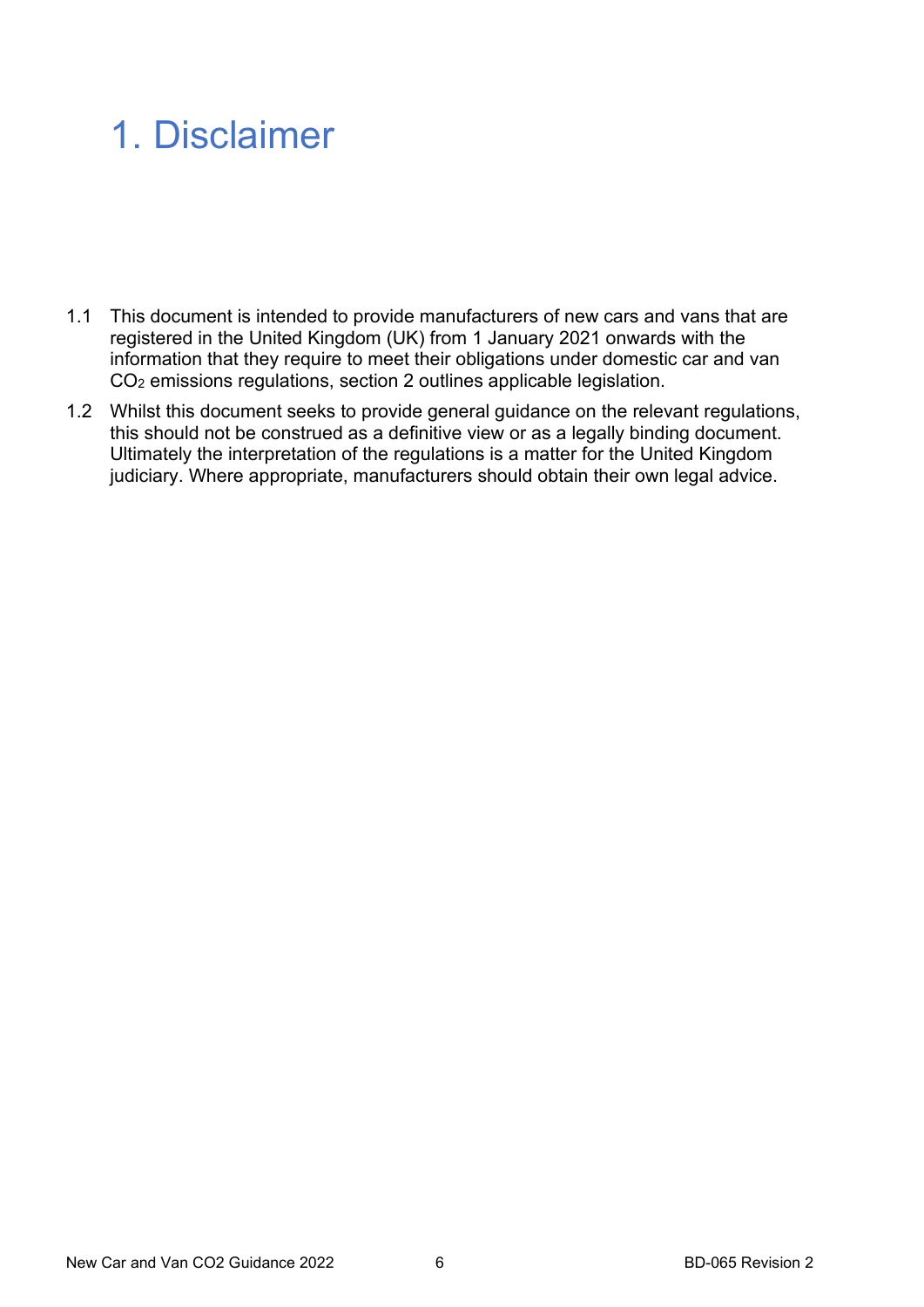# 1. Disclaimer

1.1 This document is intended to provide manufacturers of new cars and vans that are registered in the United Kingdom (UK) from 1 January 2021 onwards with the information that they require to meet their obligations under domestic car and van $CO_2$ emissions regulations, section 2 outlines applicable legislation.

1.2 Whilst this document seeks to provide general guidance on the relevant regulations, this should not be construed as a definitive view or as a legally binding document. Ultimately the interpretation of the regulations is a matter for the United Kingdom judiciary. Where appropriate, manufacturers should obtain their own legal advice.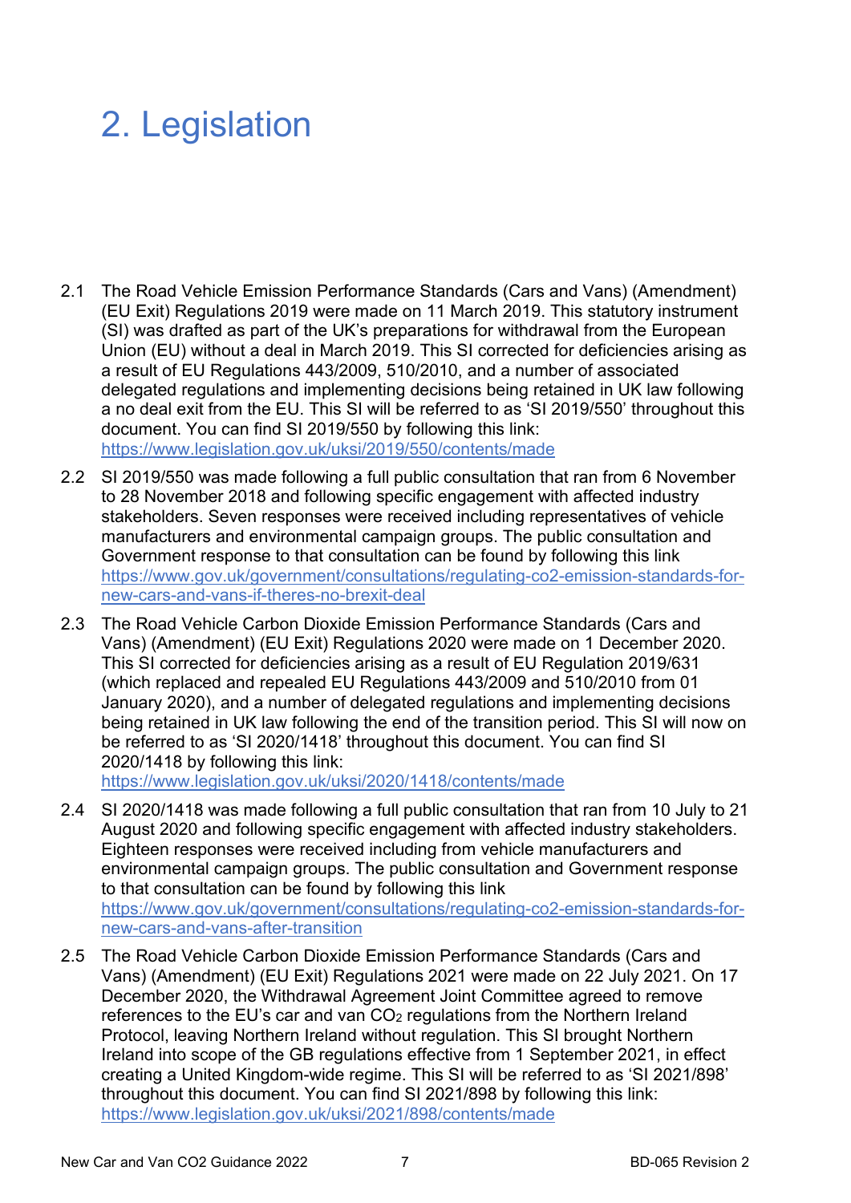# 2. Legislation

2.1 The Road Vehicle Emission Performance Standards (Cars and Vans) (Amendment) (EU Exit) Regulations 2019 were made on 11 March 2019. This statutory instrument (SI) was drafted as part of the UK's preparations for withdrawal from the European Union (EU) without a deal in March 2019. This SI corrected for deficiencies arising as a result of EU Regulations 443/2009, 510/2010, and a number of associated delegated regulations and implementing decisions being retained in UK law following a no deal exit from the EU. This SI will be referred to as 'SI 2019/550' throughout this document. You can find SI 2019/550 by following this link: https://www.legislation.gov.uk/uksi/2019/550/contents/made

2.2 SI 2019/550 was made following a full public consultation that ran from 6 November to 28 November 2018 and following specific engagement with affected industry stakeholders. Seven responses were received including representatives of vehicle manufacturers and environmental campaign groups. The public consultation and Government response to that consultation can be found by following this link https://www.gov.uk/government/consultations/regulating-co2-emission-standards-for-new-cars-and-vans-if-theres-no-brexit-deal

2.3 The Road Vehicle Carbon Dioxide Emission Performance Standards (Cars and Vans) (Amendment) (EU Exit) Regulations 2020 were made on 1 December 2020. This SI corrected for deficiencies arising as a result of EU Regulation 2019/631 (which replaced and repealed EU Regulations 443/2009 and 510/2010 from 01 January 2020), and a number of delegated regulations and implementing decisions being retained in UK law following the end of the transition period. This SI will now on be referred to as 'SI 2020/1418' throughout this document. You can find SI 2020/1418 by following this link: https://www.legislation.gov.uk/uksi/2020/1418/contents/made

2.4 SI 2020/1418 was made following a full public consultation that ran from 10 July to 21 August 2020 and following specific engagement with affected industry stakeholders. Eighteen responses were received including from vehicle manufacturers and environmental campaign groups. The public consultation and Government response to that consultation can be found by following this link https://www.gov.uk/government/consultations/regulating-co2-emission-standards-for-new-cars-and-vans-after-transition

2.5 The Road Vehicle Carbon Dioxide Emission Performance Standards (Cars and Vans) (Amendment) (EU Exit) Regulations 2021 were made on 22 July 2021. On 17 December 2020, the Withdrawal Agreement Joint Committee agreed to remove references to the EU's car and van $CO_2$ regulations from the Northern Ireland Protocol, leaving Northern Ireland without regulation. This SI brought Northern Ireland into scope of the GB regulations effective from 1 September 2021, in effect creating a United Kingdom-wide regime. This SI will be referred to as 'SI 2021/898' throughout this document. You can find SI 2021/898 by following this link: https://www.legislation.gov.uk/uksi/2021/898/contents/made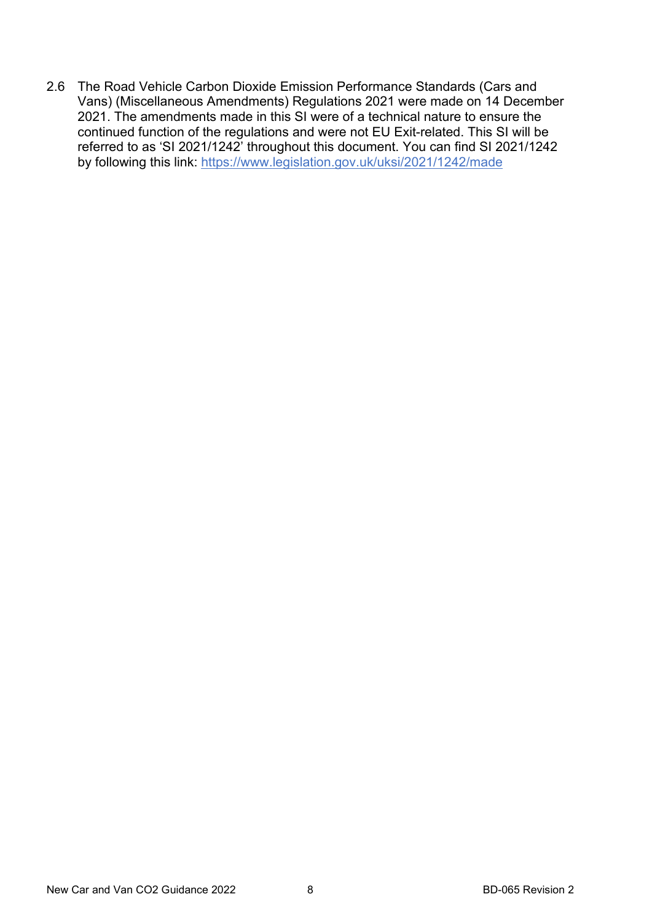2.6 The Road Vehicle Carbon Dioxide Emission Performance Standards (Cars and Vans) (Miscellaneous Amendments) Regulations 2021 were made on 14 December 2021. The amendments made in this SI were of a technical nature to ensure the continued function of the regulations and were not EU Exit-related. This SI will be referred to as 'SI 2021/1242' throughout this document. You can find SI 2021/1242 by following this link: https://www.legislation.gov.uk/uksi/2021/1242/made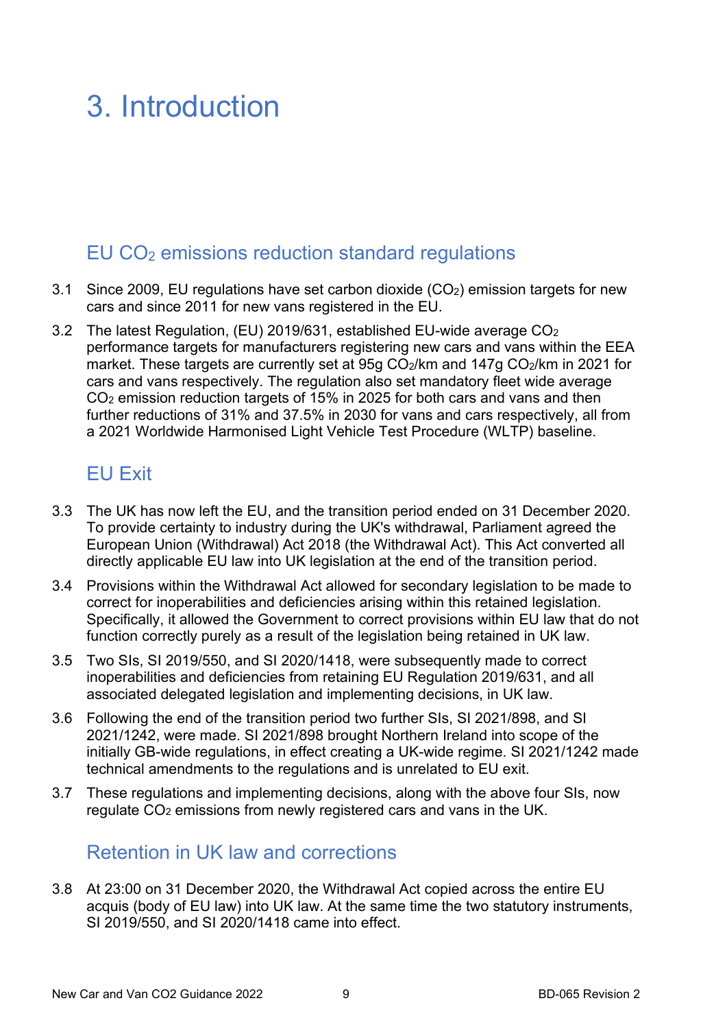# 3. Introduction

## EU $CO_2$ emissions reduction standard regulations

3.1 Since 2009, EU regulations have set carbon dioxide ($CO_2$) emission targets for new cars and since 2011 for new vans registered in the EU.

3.2 The latest Regulation, (EU) 2019/631, established EU-wide average $CO_2$ performance targets for manufacturers registering new cars and vans within the EEA market. These targets are currently set at 95g $CO_2$/km and 147g $CO_2$/km in 2021 for cars and vans respectively. The regulation also set mandatory fleet wide average $CO_2$ emission reduction targets of 15% in 2025 for both cars and vans and then further reductions of 31% and 37.5% in 2030 for vans and cars respectively, all from a 2021 Worldwide Harmonised Light Vehicle Test Procedure (WLTP) baseline.

## EU Exit

3.3 The UK has now left the EU, and the transition period ended on 31 December 2020. To provide certainty to industry during the UK's withdrawal, Parliament agreed the European Union (Withdrawal) Act 2018 (the Withdrawal Act). This Act converted all directly applicable EU law into UK legislation at the end of the transition period.

3.4 Provisions within the Withdrawal Act allowed for secondary legislation to be made to correct for inoperabilities and deficiencies arising within this retained legislation. Specifically, it allowed the Government to correct provisions within EU law that do not function correctly purely as a result of the legislation being retained in UK law.

3.5 Two SIs, SI 2019/550, and SI 2020/1418, were subsequently made to correct inoperabilities and deficiencies from retaining EU Regulation 2019/631, and all associated delegated legislation and implementing decisions, in UK law.

3.6 Following the end of the transition period two further SIs, SI 2021/898, and SI 2021/1242, were made. SI 2021/898 brought Northern Ireland into scope of the initially GB-wide regulations, in effect creating a UK-wide regime. SI 2021/1242 made technical amendments to the regulations and is unrelated to EU exit.

3.7 These regulations and implementing decisions, along with the above four SIs, now regulate $CO_2$ emissions from newly registered cars and vans in the UK.

## Retention in UK law and corrections

3.8 At 23:00 on 31 December 2020, the Withdrawal Act copied across the entire EU acquis (body of EU law) into UK law. At the same time the two statutory instruments, SI 2019/550, and SI 2020/1418 came into effect.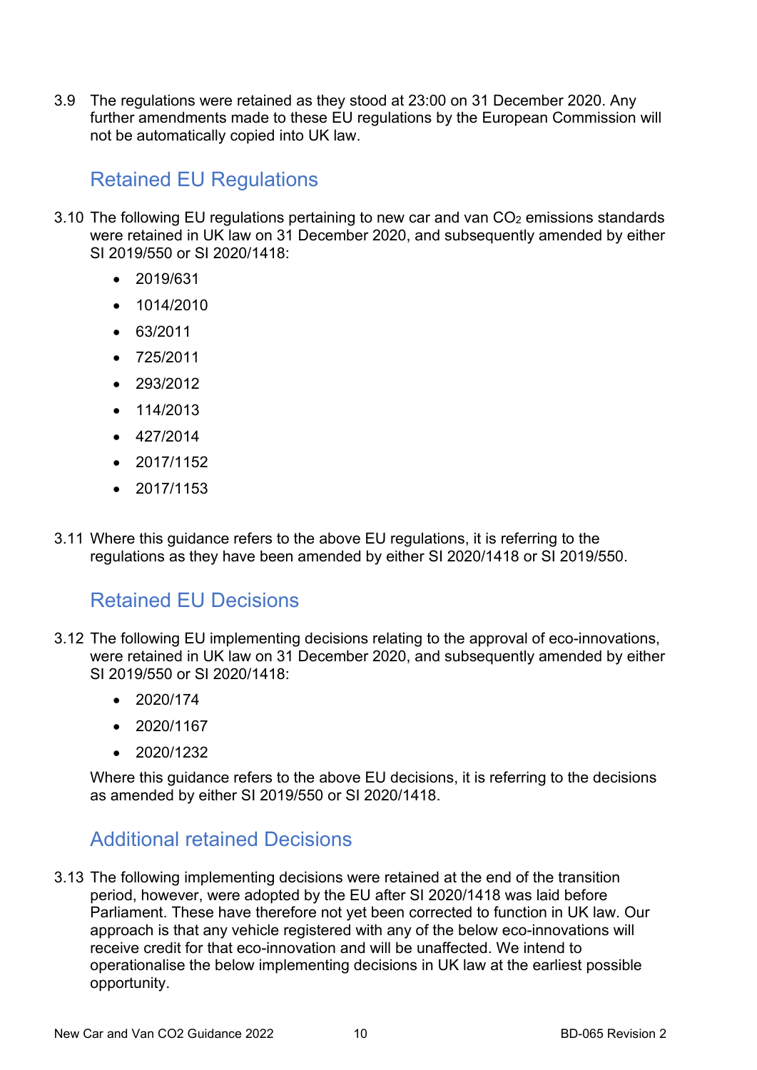3.9 The regulations were retained as they stood at 23:00 on 31 December 2020. Any further amendments made to these EU regulations by the European Commission will not be automatically copied into UK law.

## Retained EU Regulations

3.10 The following EU regulations pertaining to new car and van $CO_2$ emissions standards were retained in UK law on 31 December 2020, and subsequently amended by either SI 2019/550 or SI 2020/1418:

- 2019/631
- 1014/2010
- 63/2011
- 725/2011
- 293/2012
- 114/2013
- 427/2014
- 2017/1152
- 2017/1153

3.11 Where this guidance refers to the above EU regulations, it is referring to the regulations as they have been amended by either SI 2020/1418 or SI 2019/550.

## Retained EU Decisions

3.12 The following EU implementing decisions relating to the approval of eco-innovations, were retained in UK law on 31 December 2020, and subsequently amended by either SI 2019/550 or SI 2020/1418:

- 2020/174
- 2020/1167
- 2020/1232

Where this guidance refers to the above EU decisions, it is referring to the decisions as amended by either SI 2019/550 or SI 2020/1418.

## Additional retained Decisions

3.13 The following implementing decisions were retained at the end of the transition period, however, were adopted by the EU after SI 2020/1418 was laid before Parliament. These have therefore not yet been corrected to function in UK law. Our approach is that any vehicle registered with any of the below eco-innovations will receive credit for that eco-innovation and will be unaffected. We intend to operationalise the below implementing decisions in UK law at the earliest possible opportunity.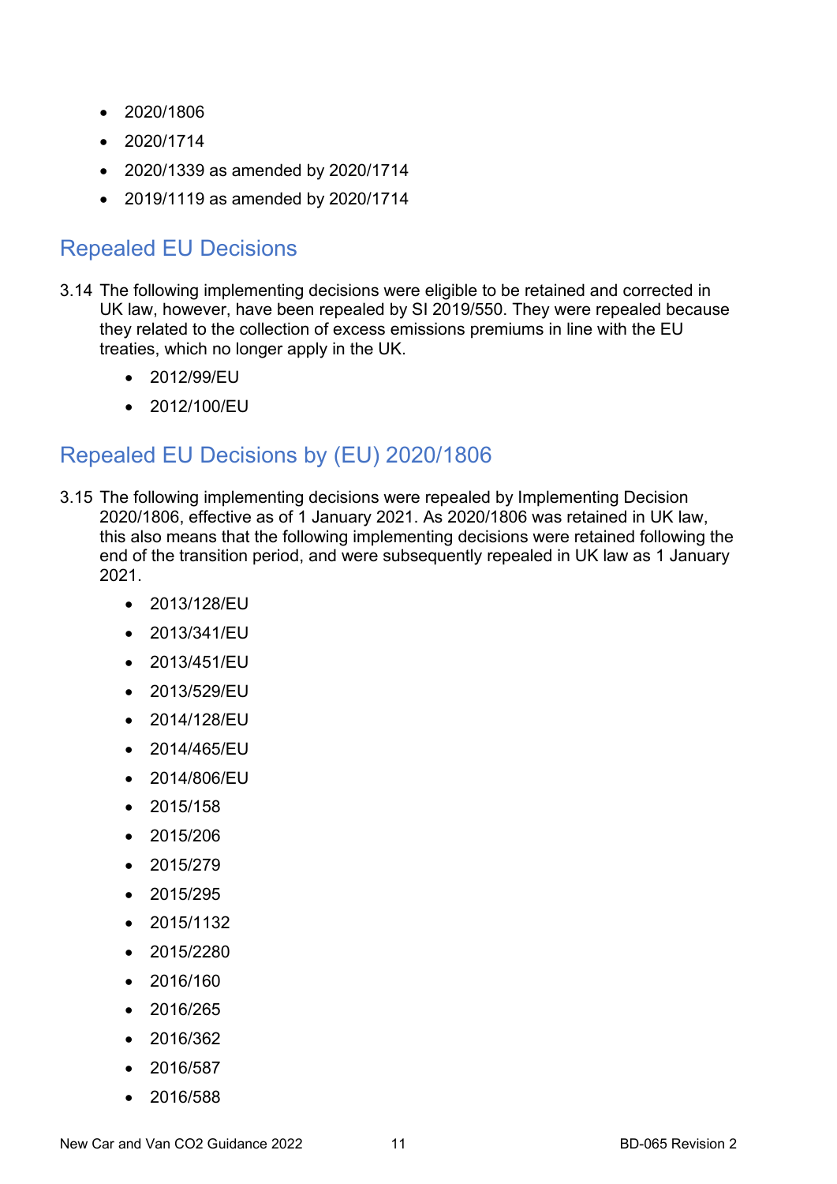- 2020/1806
- 2020/1714
- 2020/1339 as amended by 2020/1714
- 2019/1119 as amended by 2020/1714

## Repealed EU Decisions

3.14 The following implementing decisions were eligible to be retained and corrected in UK law, however, have been repealed by SI 2019/550. They were repealed because they related to the collection of excess emissions premiums in line with the EU treaties, which no longer apply in the UK.

- 2012/99/EU
- 2012/100/EU

## Repealed EU Decisions by (EU) 2020/1806

3.15 The following implementing decisions were repealed by Implementing Decision 2020/1806, effective as of 1 January 2021. As 2020/1806 was retained in UK law, this also means that the following implementing decisions were retained following the end of the transition period, and were subsequently repealed in UK law as 1 January 2021.

- 2013/128/EU
- 2013/341/EU
- 2013/451/EU
- 2013/529/EU
- 2014/128/EU
- 2014/465/EU
- 2014/806/EU
- 2015/158
- 2015/206
- 2015/279
- 2015/295
- 2015/1132
- 2015/2280
- 2016/160
- 2016/265
- 2016/362
- 2016/587
- 2016/588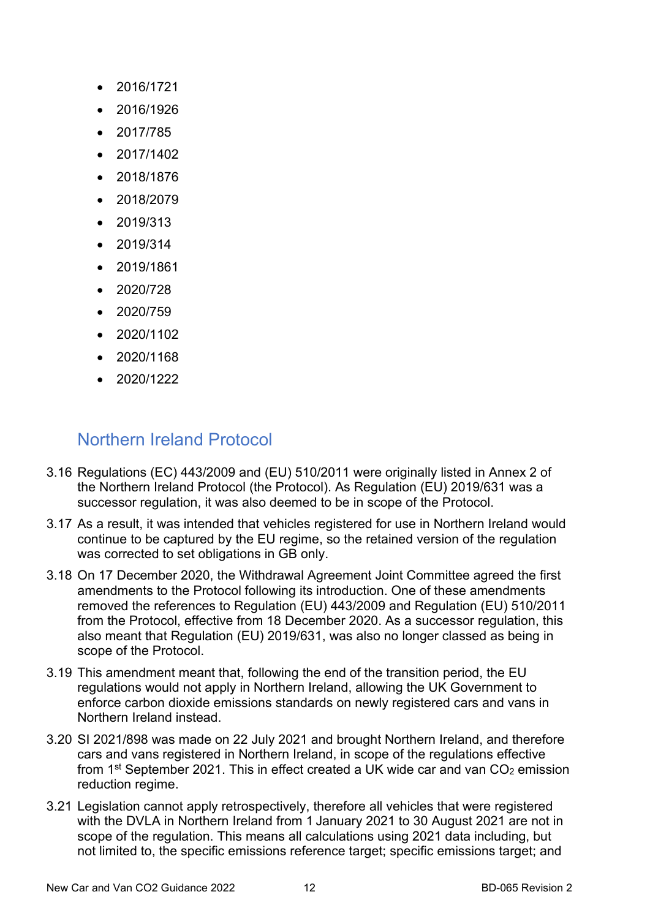- 2016/1721
- 2016/1926
- 2017/785
- 2017/1402
- 2018/1876
- 2018/2079
- 2019/313
- 2019/314
- 2019/1861
- 2020/728
- 2020/759
- 2020/1102
- 2020/1168
- 2020/1222

## Northern Ireland Protocol

3.16 Regulations (EC) 443/2009 and (EU) 510/2011 were originally listed in Annex 2 of the Northern Ireland Protocol (the Protocol). As Regulation (EU) 2019/631 was a successor regulation, it was also deemed to be in scope of the Protocol.

3.17 As a result, it was intended that vehicles registered for use in Northern Ireland would continue to be captured by the EU regime, so the retained version of the regulation was corrected to set obligations in GB only.

3.18 On 17 December 2020, the Withdrawal Agreement Joint Committee agreed the first amendments to the Protocol following its introduction. One of these amendments removed the references to Regulation (EU) 443/2009 and Regulation (EU) 510/2011 from the Protocol, effective from 18 December 2020. As a successor regulation, this also meant that Regulation (EU) 2019/631, was also no longer classed as being in scope of the Protocol.

3.19 This amendment meant that, following the end of the transition period, the EU regulations would not apply in Northern Ireland, allowing the UK Government to enforce carbon dioxide emissions standards on newly registered cars and vans in Northern Ireland instead.

3.20 SI 2021/898 was made on 22 July 2021 and brought Northern Ireland, and therefore cars and vans registered in Northern Ireland, in scope of the regulations effective from 1st September 2021. This in effect created a UK wide car and van $CO_2$ emission reduction regime.

3.21 Legislation cannot apply retrospectively, therefore all vehicles that were registered with the DVLA in Northern Ireland from 1 January 2021 to 30 August 2021 are not in scope of the regulation. This means all calculations using 2021 data including, but not limited to, the specific emissions reference target; specific emissions target; and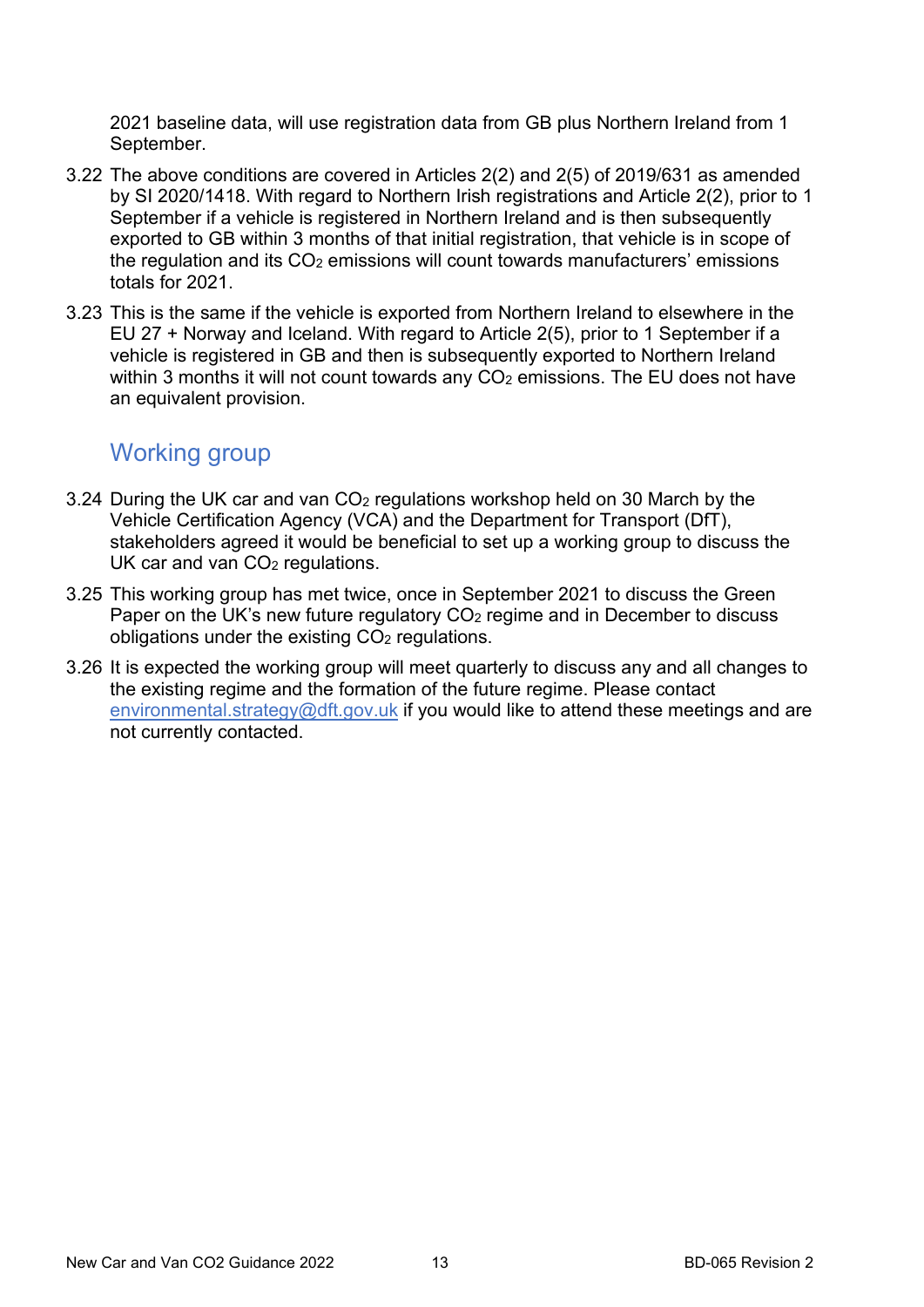2021 baseline data, will use registration data from GB plus Northern Ireland from 1 September.

3.22 The above conditions are covered in Articles 2(2) and 2(5) of 2019/631 as amended by SI 2020/1418. With regard to Northern Irish registrations and Article 2(2), prior to 1 September if a vehicle is registered in Northern Ireland and is then subsequently exported to GB within 3 months of that initial registration, that vehicle is in scope of the regulation and its $CO_2$ emissions will count towards manufacturers' emissions totals for 2021.

3.23 This is the same if the vehicle is exported from Northern Ireland to elsewhere in the EU 27 + Norway and Iceland. With regard to Article 2(5), prior to 1 September if a vehicle is registered in GB and then is subsequently exported to Northern Ireland within 3 months it will not count towards any $CO_2$ emissions. The EU does not have an equivalent provision.

## Working group

3.24 During the UK car and van $CO_2$ regulations workshop held on 30 March by the Vehicle Certification Agency (VCA) and the Department for Transport (DfT), stakeholders agreed it would be beneficial to set up a working group to discuss the UK car and van $CO_2$ regulations.

3.25 This working group has met twice, once in September 2021 to discuss the Green Paper on the UK's new future regulatory $CO_2$ regime and in December to discuss obligations under the existing $CO_2$ regulations.

3.26 It is expected the working group will meet quarterly to discuss any and all changes to the existing regime and the formation of the future regime. Please contact environmental.strategy@dft.gov.uk if you would like to attend these meetings and are not currently contacted.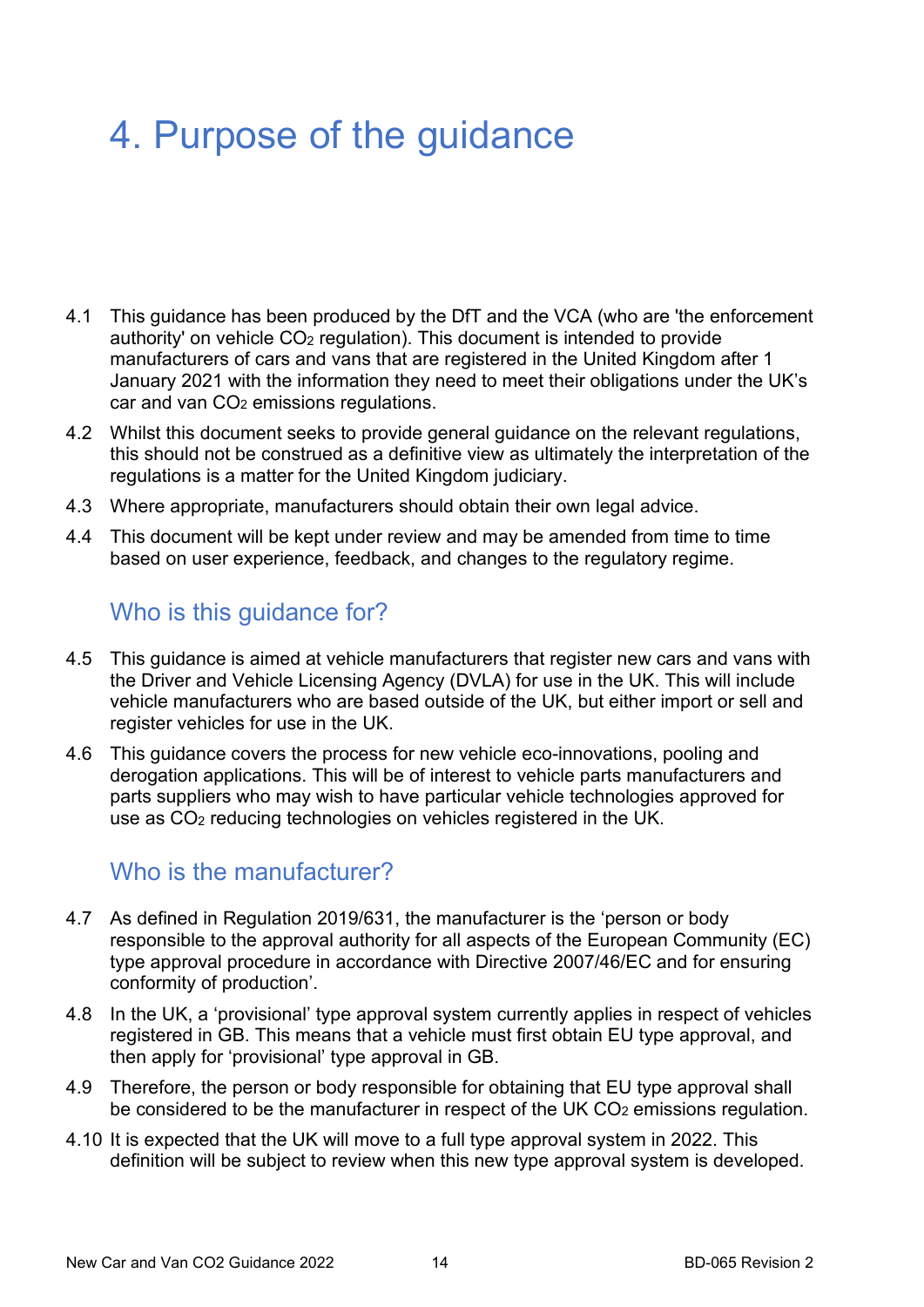# 4. Purpose of the guidance

4.1 This guidance has been produced by the DfT and the VCA (who are 'the enforcement authority' on vehicle $CO_2$ regulation). This document is intended to provide manufacturers of cars and vans that are registered in the United Kingdom after 1 January 2021 with the information they need to meet their obligations under the UK's car and van $CO_2$ emissions regulations.

4.2 Whilst this document seeks to provide general guidance on the relevant regulations, this should not be construed as a definitive view as ultimately the interpretation of the regulations is a matter for the United Kingdom judiciary.

4.3 Where appropriate, manufacturers should obtain their own legal advice.

4.4 This document will be kept under review and may be amended from time to time based on user experience, feedback, and changes to the regulatory regime.

## Who is this guidance for?

4.5 This guidance is aimed at vehicle manufacturers that register new cars and vans with the Driver and Vehicle Licensing Agency (DVLA) for use in the UK. This will include vehicle manufacturers who are based outside of the UK, but either import or sell and register vehicles for use in the UK.

4.6 This guidance covers the process for new vehicle eco-innovations, pooling and derogation applications. This will be of interest to vehicle parts manufacturers and parts suppliers who may wish to have particular vehicle technologies approved for use as $CO_2$ reducing technologies on vehicles registered in the UK.

## Who is the manufacturer?

4.7 As defined in Regulation 2019/631, the manufacturer is the 'person or body responsible to the approval authority for all aspects of the European Community (EC) type approval procedure in accordance with Directive 2007/46/EC and for ensuring conformity of production'.

4.8 In the UK, a 'provisional' type approval system currently applies in respect of vehicles registered in GB. This means that a vehicle must first obtain EU type approval, and then apply for 'provisional' type approval in GB.

4.9 Therefore, the person or body responsible for obtaining that EU type approval shall be considered to be the manufacturer in respect of the UK $CO_2$ emissions regulation.

4.10 It is expected that the UK will move to a full type approval system in 2022. This definition will be subject to review when this new type approval system is developed.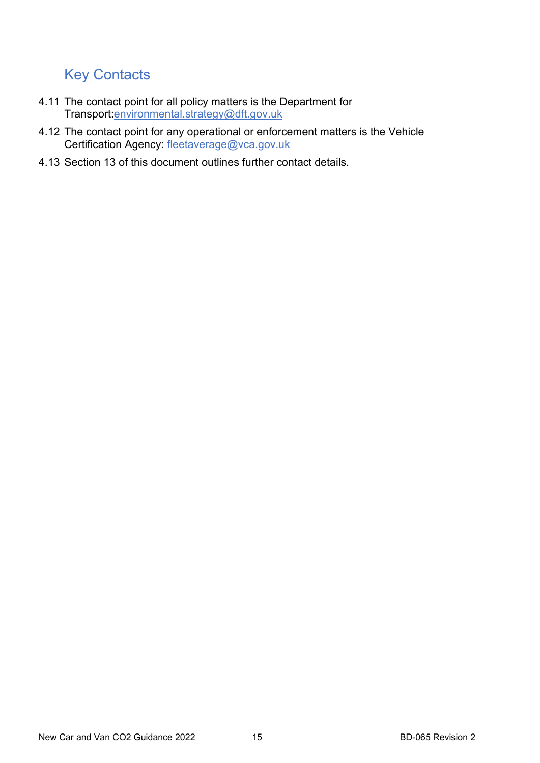## Key Contacts

4.11 The contact point for all policy matters is the Department for Transport:environmental.strategy@dft.gov.uk

4.12 The contact point for any operational or enforcement matters is the Vehicle Certification Agency: fleetaverage@vca.gov.uk

4.13 Section 13 of this document outlines further contact details.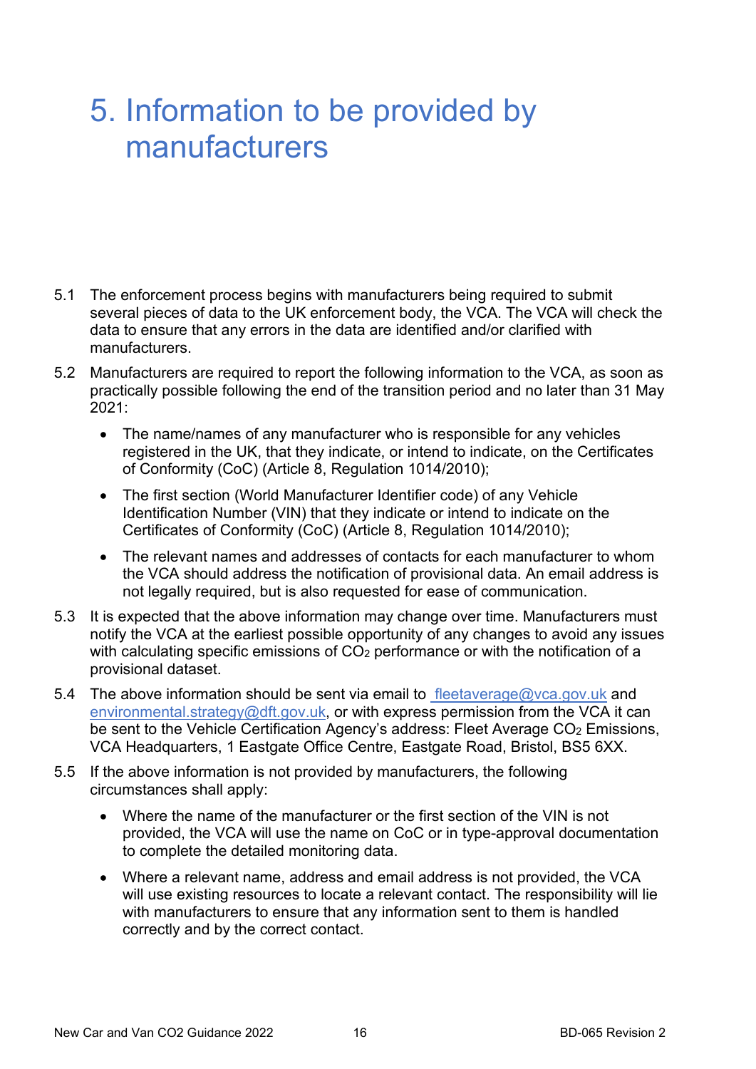# 5. Information to be provided by manufacturers

5.1 The enforcement process begins with manufacturers being required to submit several pieces of data to the UK enforcement body, the VCA. The VCA will check the data to ensure that any errors in the data are identified and/or clarified with manufacturers.

5.2 Manufacturers are required to report the following information to the VCA, as soon as practically possible following the end of the transition period and no later than 31 May 2021:

- The name/names of any manufacturer who is responsible for any vehicles registered in the UK, that they indicate, or intend to indicate, on the Certificates of Conformity (CoC) (Article 8, Regulation 1014/2010);
- The first section (World Manufacturer Identifier code) of any Vehicle Identification Number (VIN) that they indicate or intend to indicate on the Certificates of Conformity (CoC) (Article 8, Regulation 1014/2010);
- The relevant names and addresses of contacts for each manufacturer to whom the VCA should address the notification of provisional data. An email address is not legally required, but is also requested for ease of communication.

5.3 It is expected that the above information may change over time. Manufacturers must notify the VCA at the earliest possible opportunity of any changes to avoid any issues with calculating specific emissions of $CO_2$ performance or with the notification of a provisional dataset.

5.4 The above information should be sent via email to fleetaverage@vca.gov.uk and environmental.strategy@dft.gov.uk, or with express permission from the VCA it can be sent to the Vehicle Certification Agency's address: Fleet Average $CO_2$ Emissions, VCA Headquarters, 1 Eastgate Office Centre, Eastgate Road, Bristol, BS5 6XX.

5.5 If the above information is not provided by manufacturers, the following circumstances shall apply:

- Where the name of the manufacturer or the first section of the VIN is not provided, the VCA will use the name on CoC or in type-approval documentation to complete the detailed monitoring data.
- Where a relevant name, address and email address is not provided, the VCA will use existing resources to locate a relevant contact. The responsibility will lie with manufacturers to ensure that any information sent to them is handled correctly and by the correct contact.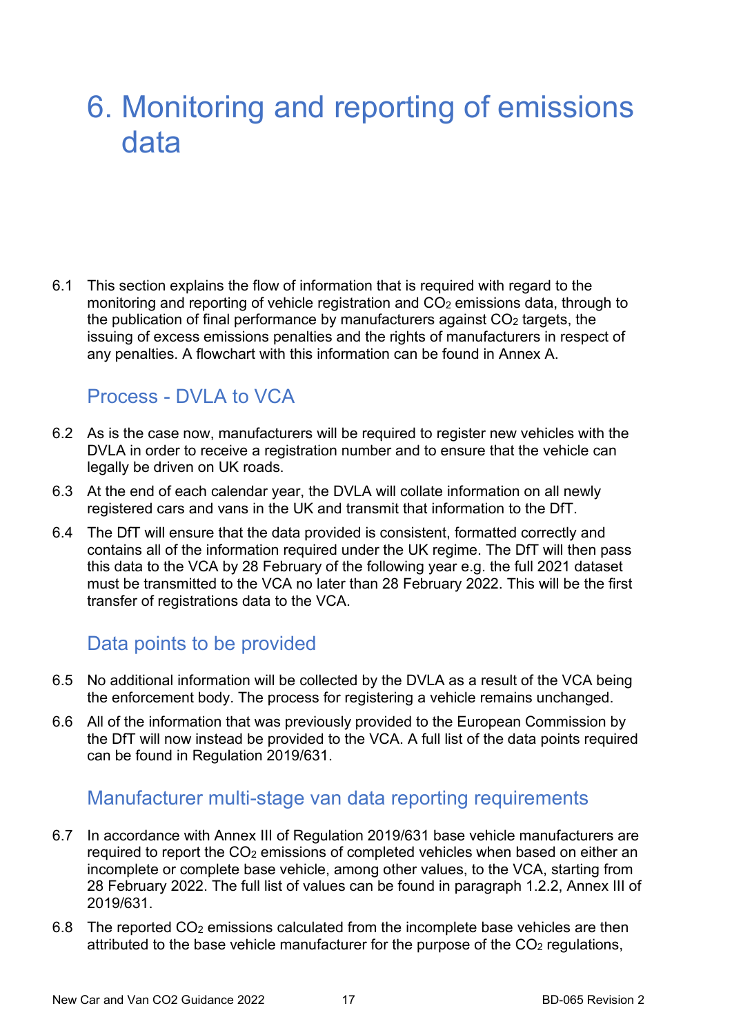# 6. Monitoring and reporting of emissions data

6.1 This section explains the flow of information that is required with regard to the monitoring and reporting of vehicle registration and $CO_2$ emissions data, through to the publication of final performance by manufacturers against $CO_2$ targets, the issuing of excess emissions penalties and the rights of manufacturers in respect of any penalties. A flowchart with this information can be found in Annex A.

## Process - DVLA to VCA

6.2 As is the case now, manufacturers will be required to register new vehicles with the DVLA in order to receive a registration number and to ensure that the vehicle can legally be driven on UK roads.

6.3 At the end of each calendar year, the DVLA will collate information on all newly registered cars and vans in the UK and transmit that information to the DfT.

6.4 The DfT will ensure that the data provided is consistent, formatted correctly and contains all of the information required under the UK regime. The DfT will then pass this data to the VCA by 28 February of the following year e.g. the full 2021 dataset must be transmitted to the VCA no later than 28 February 2022. This will be the first transfer of registrations data to the VCA.

## Data points to be provided

6.5 No additional information will be collected by the DVLA as a result of the VCA being the enforcement body. The process for registering a vehicle remains unchanged.

6.6 All of the information that was previously provided to the European Commission by the DfT will now instead be provided to the VCA. A full list of the data points required can be found in Regulation 2019/631.

## Manufacturer multi-stage van data reporting requirements

6.7 In accordance with Annex III of Regulation 2019/631 base vehicle manufacturers are required to report the $CO_2$ emissions of completed vehicles when based on either an incomplete or complete base vehicle, among other values, to the VCA, starting from 28 February 2022. The full list of values can be found in paragraph 1.2.2, Annex III of 2019/631.

6.8 The reported $CO_2$ emissions calculated from the incomplete base vehicles are then attributed to the base vehicle manufacturer for the purpose of the $CO_2$ regulations,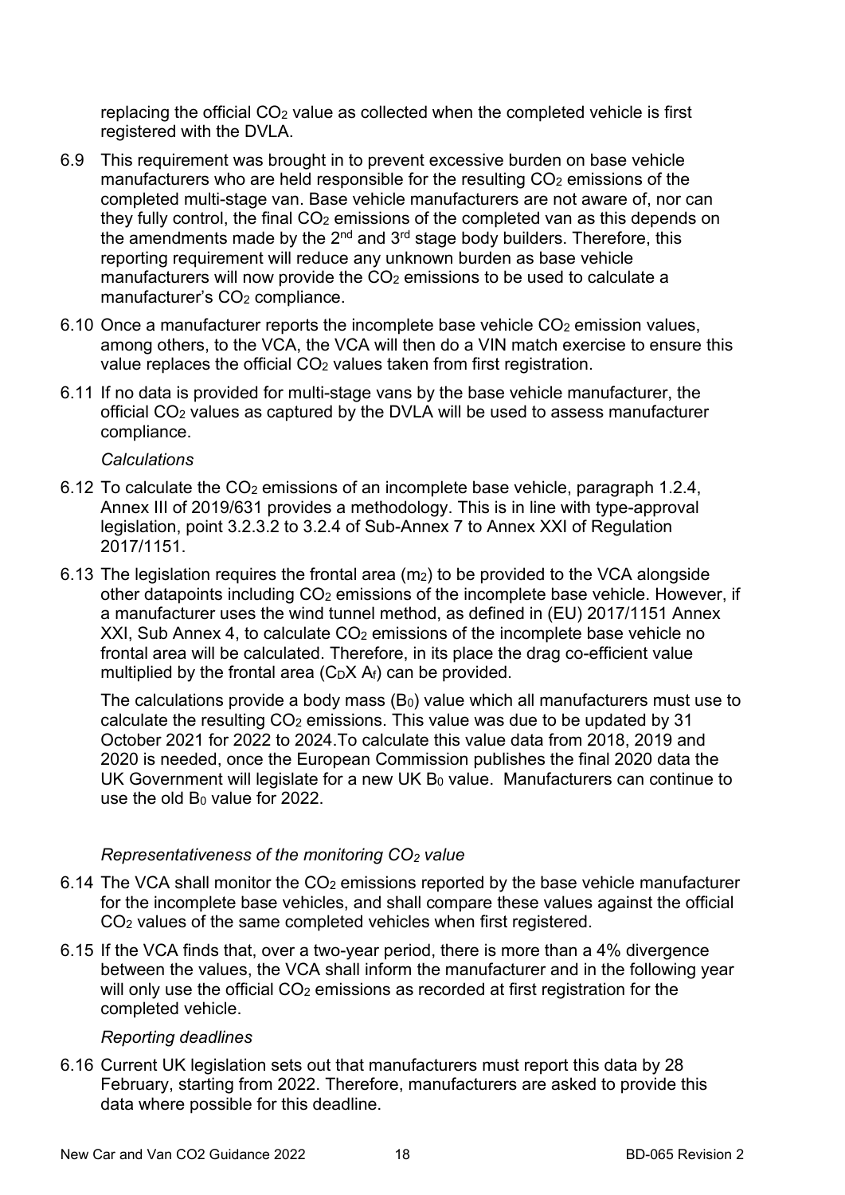replacing the official $CO_2$ value as collected when the completed vehicle is first registered with the DVLA.

6.9 This requirement was brought in to prevent excessive burden on base vehicle manufacturers who are held responsible for the resulting $CO_2$ emissions of the completed multi-stage van. Base vehicle manufacturers are not aware of, nor can they fully control, the final $CO_2$ emissions of the completed van as this depends on the amendments made by the 2nd and 3rd stage body builders. Therefore, this reporting requirement will reduce any unknown burden as base vehicle manufacturers will now provide the $CO_2$ emissions to be used to calculate a manufacturer's $CO_2$ compliance.

6.10 Once a manufacturer reports the incomplete base vehicle $CO_2$ emission values, among others, to the VCA, the VCA will then do a VIN match exercise to ensure this value replaces the official $CO_2$ values taken from first registration.

6.11 If no data is provided for multi-stage vans by the base vehicle manufacturer, the official $CO_2$ values as captured by the DVLA will be used to assess manufacturer compliance.

*Calculations*

6.12 To calculate the $CO_2$ emissions of an incomplete base vehicle, paragraph 1.2.4, Annex III of 2019/631 provides a methodology. This is in line with type-approval legislation, point 3.2.3.2 to 3.2.4 of Sub-Annex 7 to Annex XXI of Regulation 2017/1151.

6.13 The legislation requires the frontal area ($m_2$) to be provided to the VCA alongside other datapoints including $CO_2$ emissions of the incomplete base vehicle. However, if a manufacturer uses the wind tunnel method, as defined in (EU) 2017/1151 Annex XXI, Sub Annex 4, to calculate $CO_2$ emissions of the incomplete base vehicle no frontal area will be calculated. Therefore, in its place the drag co-efficient value multiplied by the frontal area ($C_D X A_f$) can be provided.

The calculations provide a body mass ($B_0$) value which all manufacturers must use to calculate the resulting $CO_2$ emissions. This value was due to be updated by 31 October 2021 for 2022 to 2024.To calculate this value data from 2018, 2019 and 2020 is needed, once the European Commission publishes the final 2020 data the UK Government will legislate for a new UK $B_0$ value. Manufacturers can continue to use the old $B_0$ value for 2022.

*Representativeness of the monitoring $CO_2$ value*

6.14 The VCA shall monitor the $CO_2$ emissions reported by the base vehicle manufacturer for the incomplete base vehicles, and shall compare these values against the official $CO_2$ values of the same completed vehicles when first registered.

6.15 If the VCA finds that, over a two-year period, there is more than a 4% divergence between the values, the VCA shall inform the manufacturer and in the following year will only use the official $CO_2$ emissions as recorded at first registration for the completed vehicle.

*Reporting deadlines*

6.16 Current UK legislation sets out that manufacturers must report this data by 28 February, starting from 2022. Therefore, manufacturers are asked to provide this data where possible for this deadline.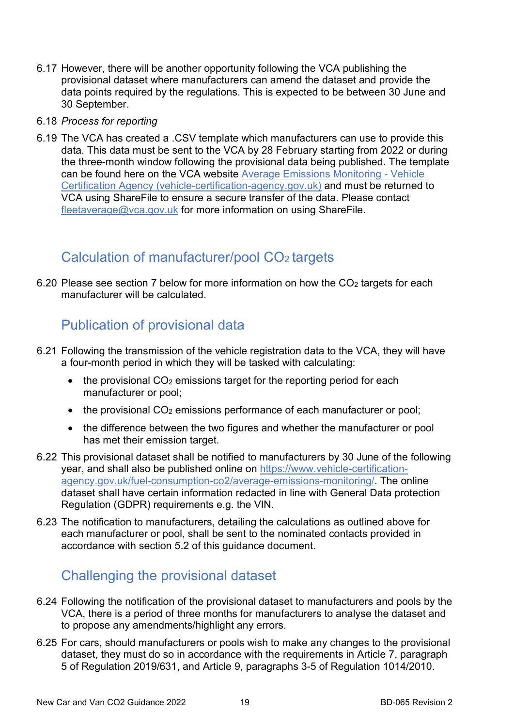6.17 However, there will be another opportunity following the VCA publishing the provisional dataset where manufacturers can amend the dataset and provide the data points required by the regulations. This is expected to be between 30 June and 30 September.

6.18 *Process for reporting*

6.19 The VCA has created a .CSV template which manufacturers can use to provide this data. This data must be sent to the VCA by 28 February starting from 2022 or during the three-month window following the provisional data being published. The template can be found here on the VCA website [Average Emissions Monitoring - Vehicle Certification Agency (vehicle-certification-agency.gov.uk)](vehicle-certification-agency.gov.uk) and must be returned to VCA using ShareFile to ensure a secure transfer of the data. Please contact fleetaverage@vca.gov.uk for more information on using ShareFile.

## Calculation of manufacturer/pool $CO_2$ targets

6.20 Please see section 7 below for more information on how the $CO_2$ targets for each manufacturer will be calculated.

## Publication of provisional data

6.21 Following the transmission of the vehicle registration data to the VCA, they will have a four-month period in which they will be tasked with calculating:

- the provisional $CO_2$ emissions target for the reporting period for each manufacturer or pool;
- the provisional $CO_2$ emissions performance of each manufacturer or pool;
- the difference between the two figures and whether the manufacturer or pool has met their emission target.

6.22 This provisional dataset shall be notified to manufacturers by 30 June of the following year, and shall also be published online on https://www.vehicle-certification-agency.gov.uk/fuel-consumption-co2/average-emissions-monitoring/. The online dataset shall have certain information redacted in line with General Data protection Regulation (GDPR) requirements e.g. the VIN.

6.23 The notification to manufacturers, detailing the calculations as outlined above for each manufacturer or pool, shall be sent to the nominated contacts provided in accordance with section 5.2 of this guidance document.

## Challenging the provisional dataset

6.24 Following the notification of the provisional dataset to manufacturers and pools by the VCA, there is a period of three months for manufacturers to analyse the dataset and to propose any amendments/highlight any errors.

6.25 For cars, should manufacturers or pools wish to make any changes to the provisional dataset, they must do so in accordance with the requirements in Article 7, paragraph 5 of Regulation 2019/631, and Article 9, paragraphs 3-5 of Regulation 1014/2010.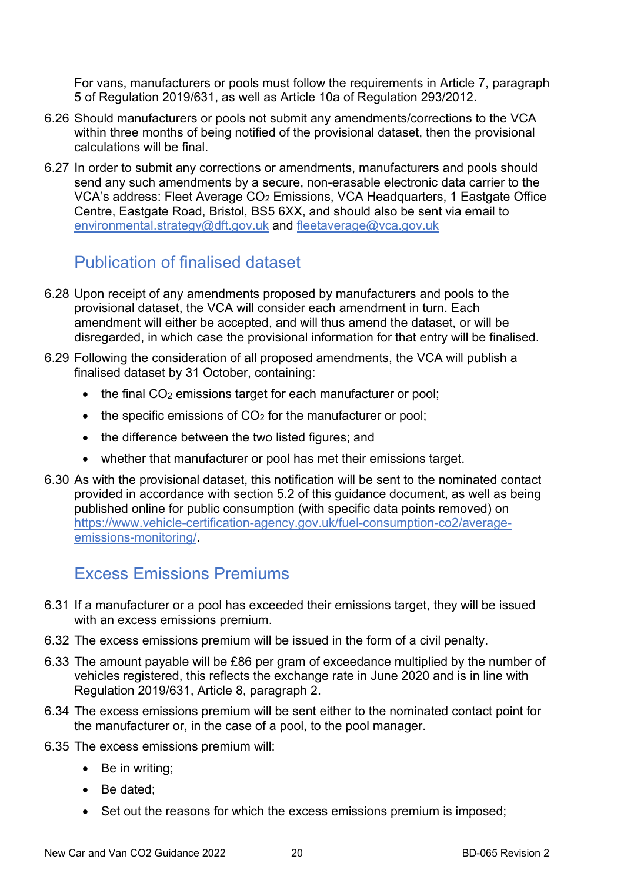For vans, manufacturers or pools must follow the requirements in Article 7, paragraph 5 of Regulation 2019/631, as well as Article 10a of Regulation 293/2012.

6.26 Should manufacturers or pools not submit any amendments/corrections to the VCA within three months of being notified of the provisional dataset, then the provisional calculations will be final.

6.27 In order to submit any corrections or amendments, manufacturers and pools should send any such amendments by a secure, non-erasable electronic data carrier to the VCA's address: Fleet Average $CO_2$ Emissions, VCA Headquarters, 1 Eastgate Office Centre, Eastgate Road, Bristol, BS5 6XX, and should also be sent via email to environmental.strategy@dft.gov.uk and fleetaverage@vca.gov.uk

## Publication of finalised dataset

6.28 Upon receipt of any amendments proposed by manufacturers and pools to the provisional dataset, the VCA will consider each amendment in turn. Each amendment will either be accepted, and will thus amend the dataset, or will be disregarded, in which case the provisional information for that entry will be finalised.

6.29 Following the consideration of all proposed amendments, the VCA will publish a finalised dataset by 31 October, containing:

- the final $CO_2$ emissions target for each manufacturer or pool;
- the specific emissions of $CO_2$ for the manufacturer or pool;
- the difference between the two listed figures; and
- whether that manufacturer or pool has met their emissions target.

6.30 As with the provisional dataset, this notification will be sent to the nominated contact provided in accordance with section 5.2 of this guidance document, as well as being published online for public consumption (with specific data points removed) on https://www.vehicle-certification-agency.gov.uk/fuel-consumption-co2/average-emissions-monitoring/.

## Excess Emissions Premiums

6.31 If a manufacturer or a pool has exceeded their emissions target, they will be issued with an excess emissions premium.

6.32 The excess emissions premium will be issued in the form of a civil penalty.

6.33 The amount payable will be £86 per gram of exceedance multiplied by the number of vehicles registered, this reflects the exchange rate in June 2020 and is in line with Regulation 2019/631, Article 8, paragraph 2.

6.34 The excess emissions premium will be sent either to the nominated contact point for the manufacturer or, in the case of a pool, to the pool manager.

6.35 The excess emissions premium will:

- Be in writing;
- Be dated;
- Set out the reasons for which the excess emissions premium is imposed;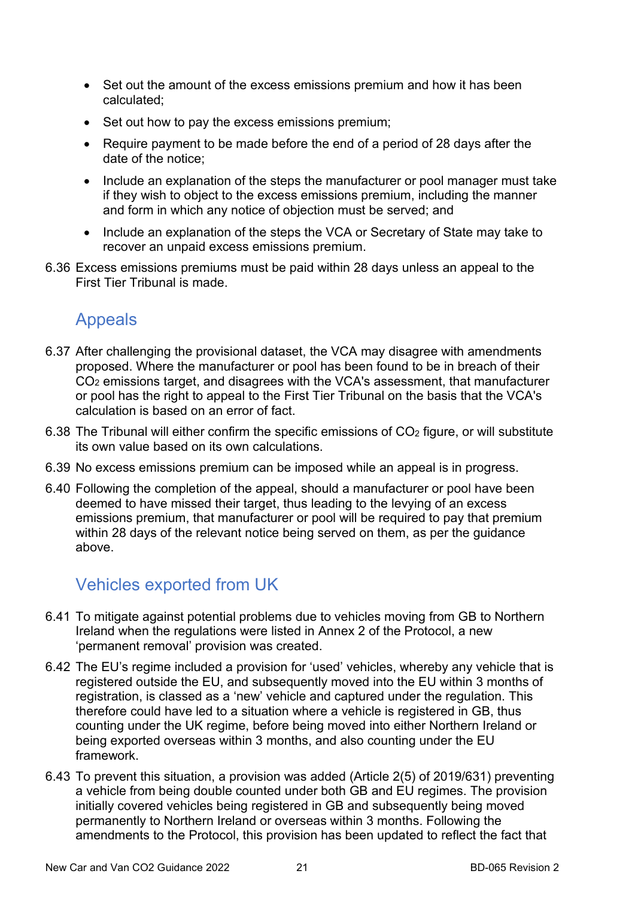- Set out the amount of the excess emissions premium and how it has been calculated;
- Set out how to pay the excess emissions premium;
- Require payment to be made before the end of a period of 28 days after the date of the notice;
- Include an explanation of the steps the manufacturer or pool manager must take if they wish to object to the excess emissions premium, including the manner and form in which any notice of objection must be served; and
- Include an explanation of the steps the VCA or Secretary of State may take to recover an unpaid excess emissions premium.

6.36 Excess emissions premiums must be paid within 28 days unless an appeal to the First Tier Tribunal is made.

## Appeals

6.37 After challenging the provisional dataset, the VCA may disagree with amendments proposed. Where the manufacturer or pool has been found to be in breach of their $CO_2$ emissions target, and disagrees with the VCA's assessment, that manufacturer or pool has the right to appeal to the First Tier Tribunal on the basis that the VCA's calculation is based on an error of fact.

6.38 The Tribunal will either confirm the specific emissions of $CO_2$ figure, or will substitute its own value based on its own calculations.

6.39 No excess emissions premium can be imposed while an appeal is in progress.

6.40 Following the completion of the appeal, should a manufacturer or pool have been deemed to have missed their target, thus leading to the levying of an excess emissions premium, that manufacturer or pool will be required to pay that premium within 28 days of the relevant notice being served on them, as per the guidance above.

## Vehicles exported from UK

6.41 To mitigate against potential problems due to vehicles moving from GB to Northern Ireland when the regulations were listed in Annex 2 of the Protocol, a new ‘permanent removal’ provision was created.

6.42 The EU’s regime included a provision for ‘used’ vehicles, whereby any vehicle that is registered outside the EU, and subsequently moved into the EU within 3 months of registration, is classed as a ‘new’ vehicle and captured under the regulation. This therefore could have led to a situation where a vehicle is registered in GB, thus counting under the UK regime, before being moved into either Northern Ireland or being exported overseas within 3 months, and also counting under the EU framework.

6.43 To prevent this situation, a provision was added (Article 2(5) of 2019/631) preventing a vehicle from being double counted under both GB and EU regimes. The provision initially covered vehicles being registered in GB and subsequently being moved permanently to Northern Ireland or overseas within 3 months. Following the amendments to the Protocol, this provision has been updated to reflect the fact that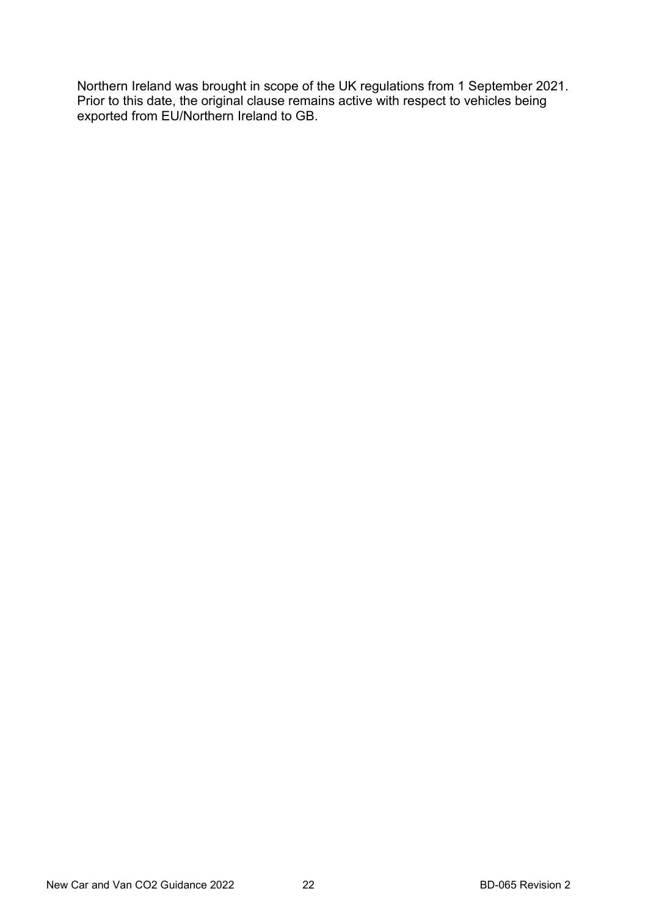Northern Ireland was brought in scope of the UK regulations from 1 September 2021. Prior to this date, the original clause remains active with respect to vehicles being exported from EU/Northern Ireland to GB.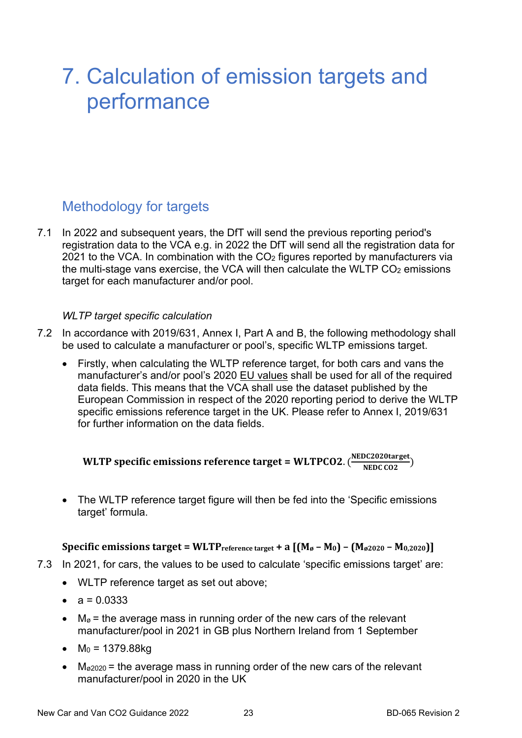# 7. Calculation of emission targets and performance

## Methodology for targets

7.1 In 2022 and subsequent years, the DfT will send the previous reporting period's registration data to the VCA e.g. in 2022 the DfT will send all the registration data for 2021 to the VCA. In combination with the $CO_2$ figures reported by manufacturers via the multi-stage vans exercise, the VCA will then calculate the WLTP $CO_2$ emissions target for each manufacturer and/or pool.

*WLTP target specific calculation*

7.2 In accordance with 2019/631, Annex I, Part A and B, the following methodology shall be used to calculate a manufacturer or pool's, specific WLTP emissions target.

- Firstly, when calculating the WLTP reference target, for both cars and vans the manufacturer's and/or pool's 2020 EU values shall be used for all of the required data fields. This means that the VCA shall use the dataset published by the European Commission in respect of the 2020 reporting period to derive the WLTP specific emissions reference target in the UK. Please refer to Annex I, 2019/631 for further information on the data fields.

$$\textbf{WLTP specific emissions reference target} = \textbf{WLTPCO2}.\left(\frac{\textbf{NEDC2020target}}{\textbf{NEDC CO2}}\right)$$

- The WLTP reference target figure will then be fed into the 'Specific emissions target' formula.

$$\textbf{Specific emissions target} = \textbf{WLTP}_{\textbf{reference target}} + \textbf{a}\ [(\textbf{M}_{\textbf{ø}} - \textbf{M}_{\textbf{0}}) - (\textbf{M}_{\textbf{ø2020}} - \textbf{M}_{\textbf{0,2020}})]$$

7.3 In 2021, for cars, the values to be used to calculate 'specific emissions target' are:

- WLTP reference target as set out above;
- a = 0.0333
- $M_ø$ = the average mass in running order of the new cars of the relevant manufacturer/pool in 2021 in GB plus Northern Ireland from 1 September
- $M_0$ = 1379.88kg
- $M_{ø2020}$ = the average mass in running order of the new cars of the relevant manufacturer/pool in 2020 in the UK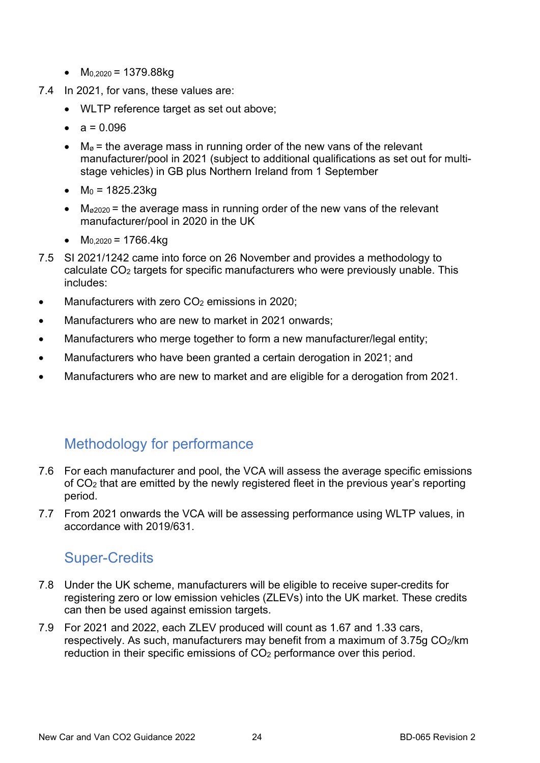- $M_{0,2020}$ = 1379.88kg

7.4 In 2021, for vans, these values are:

- WLTP reference target as set out above;
- a = 0.096
- $M_ø$ = the average mass in running order of the new vans of the relevant manufacturer/pool in 2021 (subject to additional qualifications as set out for multi-stage vehicles) in GB plus Northern Ireland from 1 September
- $M_0$ = 1825.23kg
- $M_{ø2020}$ = the average mass in running order of the new vans of the relevant manufacturer/pool in 2020 in the UK
- $M_{0,2020}$ = 1766.4kg

7.5 SI 2021/1242 came into force on 26 November and provides a methodology to calculate $CO_2$ targets for specific manufacturers who were previously unable. This includes:

- Manufacturers with zero $CO_2$ emissions in 2020;
- Manufacturers who are new to market in 2021 onwards;
- Manufacturers who merge together to form a new manufacturer/legal entity;
- Manufacturers who have been granted a certain derogation in 2021; and
- Manufacturers who are new to market and are eligible for a derogation from 2021.

## Methodology for performance

7.6 For each manufacturer and pool, the VCA will assess the average specific emissions of $CO_2$ that are emitted by the newly registered fleet in the previous year's reporting period.

7.7 From 2021 onwards the VCA will be assessing performance using WLTP values, in accordance with 2019/631.

## Super-Credits

7.8 Under the UK scheme, manufacturers will be eligible to receive super-credits for registering zero or low emission vehicles (ZLEVs) into the UK market. These credits can then be used against emission targets.

7.9 For 2021 and 2022, each ZLEV produced will count as 1.67 and 1.33 cars, respectively. As such, manufacturers may benefit from a maximum of 3.75g $CO_2$/km reduction in their specific emissions of $CO_2$ performance over this period.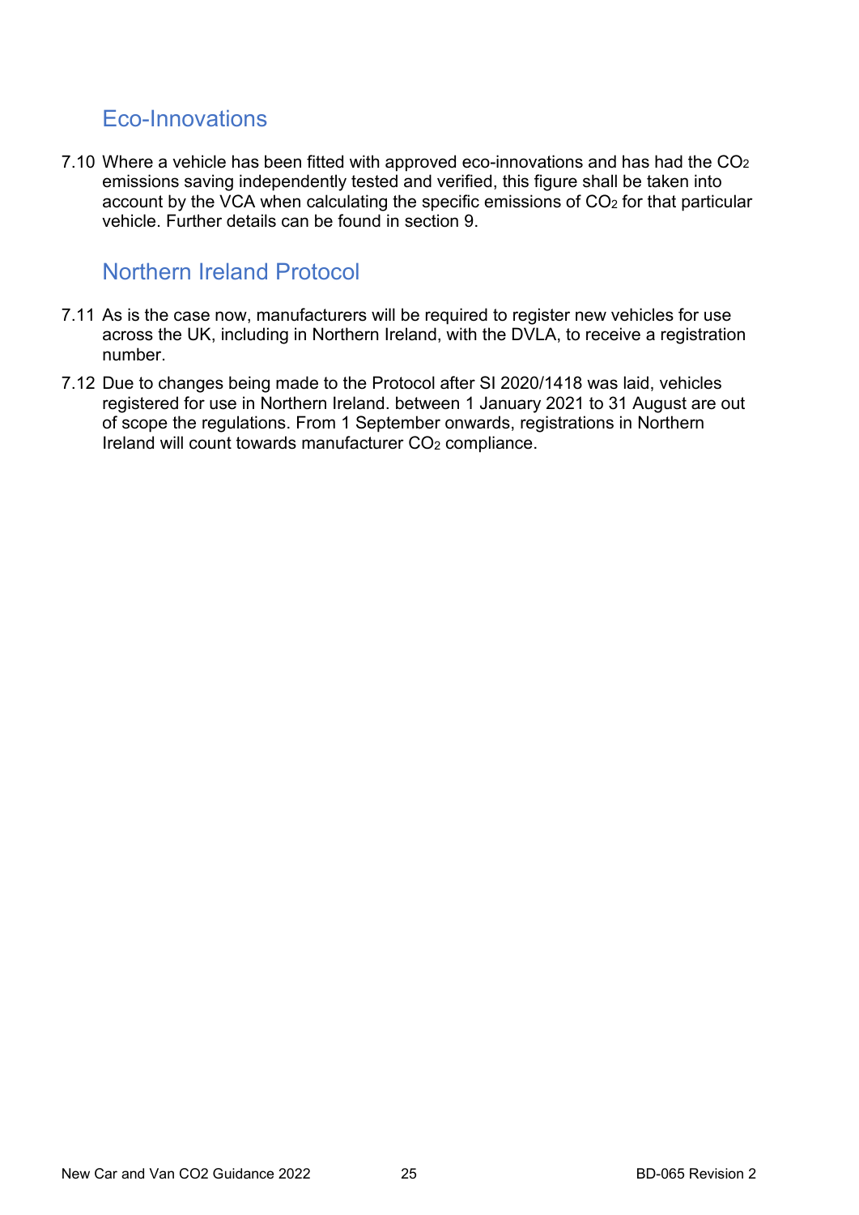## Eco-Innovations

7.10 Where a vehicle has been fitted with approved eco-innovations and has had the $CO_2$ emissions saving independently tested and verified, this figure shall be taken into account by the VCA when calculating the specific emissions of $CO_2$ for that particular vehicle. Further details can be found in section 9.

## Northern Ireland Protocol

7.11 As is the case now, manufacturers will be required to register new vehicles for use across the UK, including in Northern Ireland, with the DVLA, to receive a registration number.

7.12 Due to changes being made to the Protocol after SI 2020/1418 was laid, vehicles registered for use in Northern Ireland. between 1 January 2021 to 31 August are out of scope the regulations. From 1 September onwards, registrations in Northern Ireland will count towards manufacturer $CO_2$ compliance.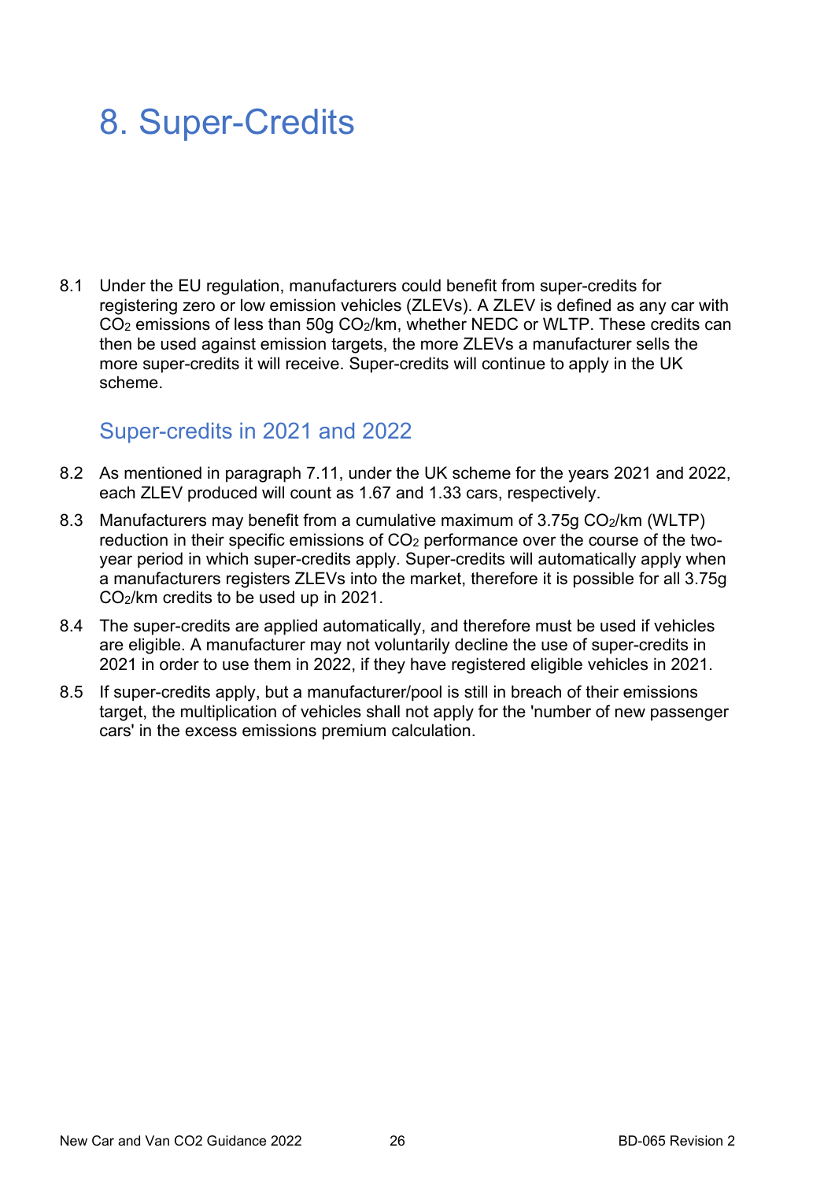# 8. Super-Credits

8.1 Under the EU regulation, manufacturers could benefit from super-credits for registering zero or low emission vehicles (ZLEVs). A ZLEV is defined as any car with $CO_2$ emissions of less than 50g $CO_2$/km, whether NEDC or WLTP. These credits can then be used against emission targets, the more ZLEVs a manufacturer sells the more super-credits it will receive. Super-credits will continue to apply in the UK scheme.

## Super-credits in 2021 and 2022

8.2 As mentioned in paragraph 7.11, under the UK scheme for the years 2021 and 2022, each ZLEV produced will count as 1.67 and 1.33 cars, respectively.

8.3 Manufacturers may benefit from a cumulative maximum of 3.75g $CO_2$/km (WLTP) reduction in their specific emissions of $CO_2$ performance over the course of the two-year period in which super-credits apply. Super-credits will automatically apply when a manufacturers registers ZLEVs into the market, therefore it is possible for all 3.75g $CO_2$/km credits to be used up in 2021.

8.4 The super-credits are applied automatically, and therefore must be used if vehicles are eligible. A manufacturer may not voluntarily decline the use of super-credits in 2021 in order to use them in 2022, if they have registered eligible vehicles in 2021.

8.5 If super-credits apply, but a manufacturer/pool is still in breach of their emissions target, the multiplication of vehicles shall not apply for the 'number of new passenger cars' in the excess emissions premium calculation.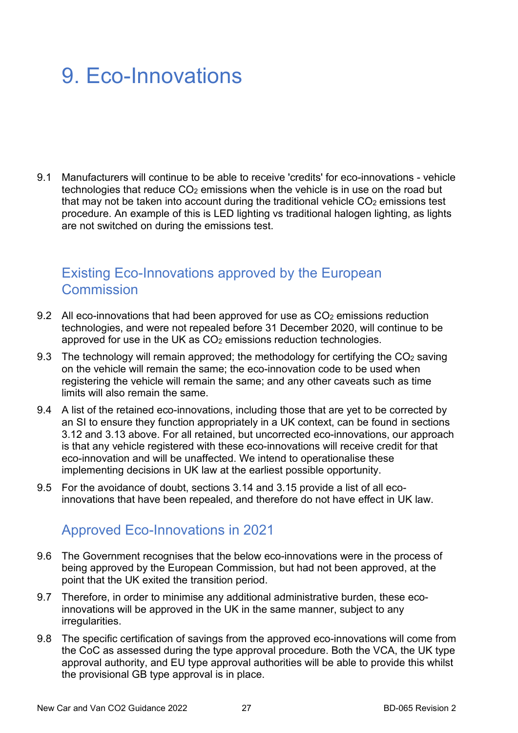# 9. Eco-Innovations

9.1 Manufacturers will continue to be able to receive 'credits' for eco-innovations - vehicle technologies that reduce $CO_2$ emissions when the vehicle is in use on the road but that may not be taken into account during the traditional vehicle $CO_2$ emissions test procedure. An example of this is LED lighting vs traditional halogen lighting, as lights are not switched on during the emissions test.

## Existing Eco-Innovations approved by the European Commission

9.2 All eco-innovations that had been approved for use as $CO_2$ emissions reduction technologies, and were not repealed before 31 December 2020, will continue to be approved for use in the UK as $CO_2$ emissions reduction technologies.

9.3 The technology will remain approved; the methodology for certifying the $CO_2$ saving on the vehicle will remain the same; the eco-innovation code to be used when registering the vehicle will remain the same; and any other caveats such as time limits will also remain the same.

9.4 A list of the retained eco-innovations, including those that are yet to be corrected by an SI to ensure they function appropriately in a UK context, can be found in sections 3.12 and 3.13 above. For all retained, but uncorrected eco-innovations, our approach is that any vehicle registered with these eco-innovations will receive credit for that eco-innovation and will be unaffected. We intend to operationalise these implementing decisions in UK law at the earliest possible opportunity.

9.5 For the avoidance of doubt, sections 3.14 and 3.15 provide a list of all eco-innovations that have been repealed, and therefore do not have effect in UK law.

## Approved Eco-Innovations in 2021

9.6 The Government recognises that the below eco-innovations were in the process of being approved by the European Commission, but had not been approved, at the point that the UK exited the transition period.

9.7 Therefore, in order to minimise any additional administrative burden, these eco-innovations will be approved in the UK in the same manner, subject to any irregularities.

9.8 The specific certification of savings from the approved eco-innovations will come from the CoC as assessed during the type approval procedure. Both the VCA, the UK type approval authority, and EU type approval authorities will be able to provide this whilst the provisional GB type approval is in place.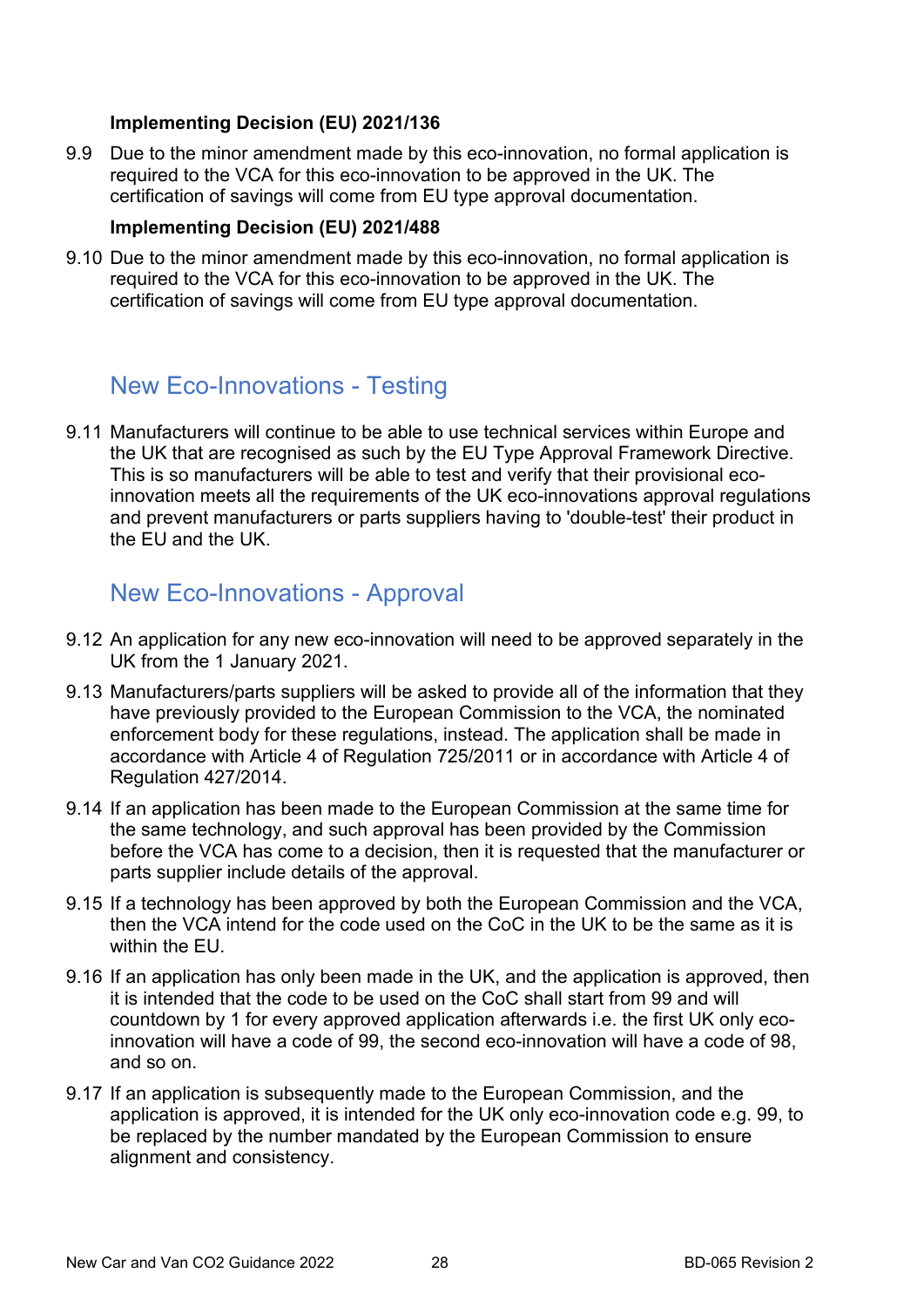**Implementing Decision (EU) 2021/136**

9.9 Due to the minor amendment made by this eco-innovation, no formal application is required to the VCA for this eco-innovation to be approved in the UK. The certification of savings will come from EU type approval documentation.

**Implementing Decision (EU) 2021/488**

9.10 Due to the minor amendment made by this eco-innovation, no formal application is required to the VCA for this eco-innovation to be approved in the UK. The certification of savings will come from EU type approval documentation.

## New Eco-Innovations - Testing

9.11 Manufacturers will continue to be able to use technical services within Europe and the UK that are recognised as such by the EU Type Approval Framework Directive. This is so manufacturers will be able to test and verify that their provisional eco-innovation meets all the requirements of the UK eco-innovations approval regulations and prevent manufacturers or parts suppliers having to 'double-test' their product in the EU and the UK.

## New Eco-Innovations - Approval

9.12 An application for any new eco-innovation will need to be approved separately in the UK from the 1 January 2021.

9.13 Manufacturers/parts suppliers will be asked to provide all of the information that they have previously provided to the European Commission to the VCA, the nominated enforcement body for these regulations, instead. The application shall be made in accordance with Article 4 of Regulation 725/2011 or in accordance with Article 4 of Regulation 427/2014.

9.14 If an application has been made to the European Commission at the same time for the same technology, and such approval has been provided by the Commission before the VCA has come to a decision, then it is requested that the manufacturer or parts supplier include details of the approval.

9.15 If a technology has been approved by both the European Commission and the VCA, then the VCA intend for the code used on the CoC in the UK to be the same as it is within the EU.

9.16 If an application has only been made in the UK, and the application is approved, then it is intended that the code to be used on the CoC shall start from 99 and will countdown by 1 for every approved application afterwards i.e. the first UK only eco-innovation will have a code of 99, the second eco-innovation will have a code of 98, and so on.

9.17 If an application is subsequently made to the European Commission, and the application is approved, it is intended for the UK only eco-innovation code e.g. 99, to be replaced by the number mandated by the European Commission to ensure alignment and consistency.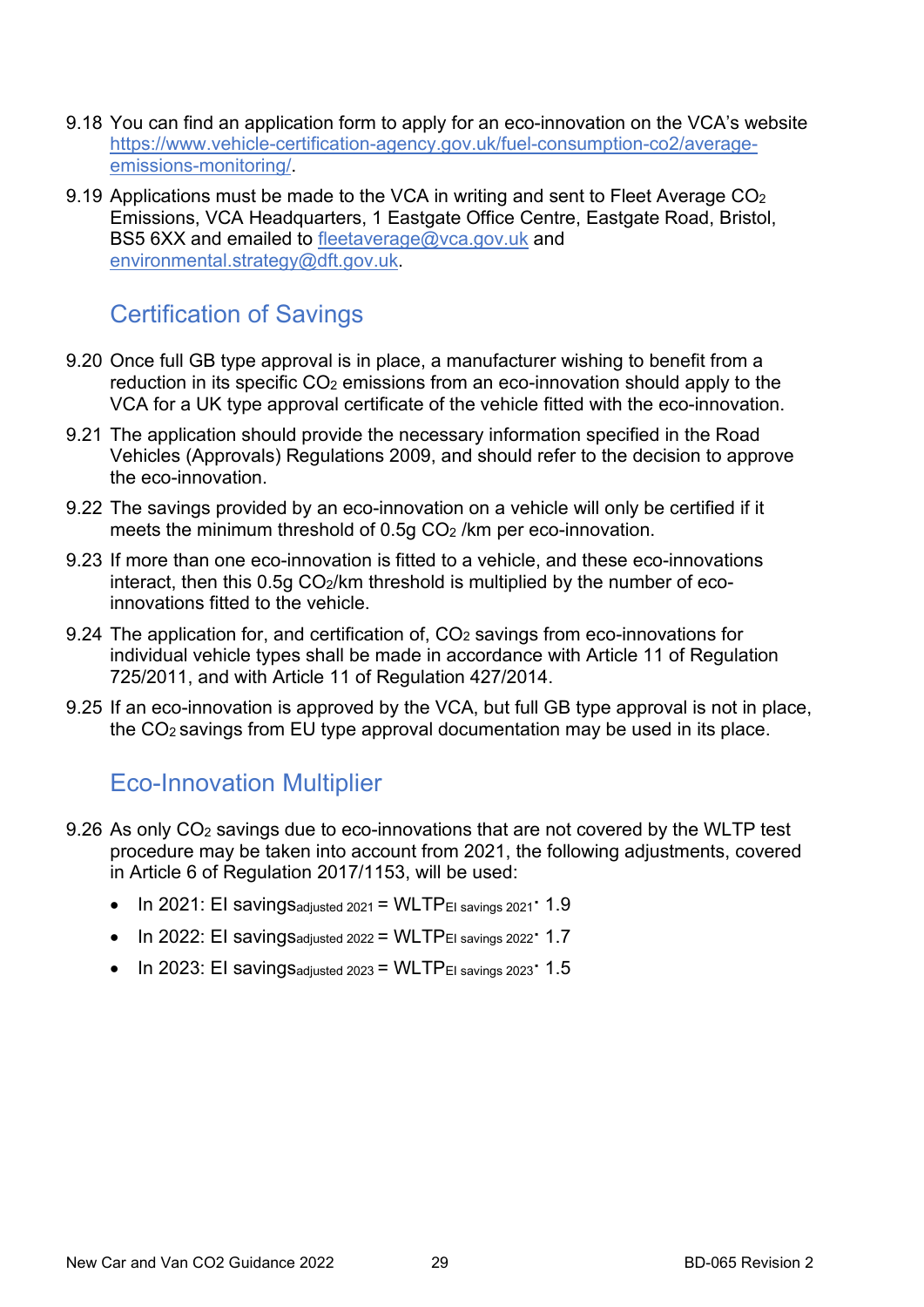9.18 You can find an application form to apply for an eco-innovation on the VCA's website https://www.vehicle-certification-agency.gov.uk/fuel-consumption-co2/average-emissions-monitoring/.

9.19 Applications must be made to the VCA in writing and sent to Fleet Average $CO_2$ Emissions, VCA Headquarters, 1 Eastgate Office Centre, Eastgate Road, Bristol, BS5 6XX and emailed to fleetaverage@vca.gov.uk and environmental.strategy@dft.gov.uk.

## Certification of Savings

9.20 Once full GB type approval is in place, a manufacturer wishing to benefit from a reduction in its specific $CO_2$ emissions from an eco-innovation should apply to the VCA for a UK type approval certificate of the vehicle fitted with the eco-innovation.

9.21 The application should provide the necessary information specified in the Road Vehicles (Approvals) Regulations 2009, and should refer to the decision to approve the eco-innovation.

9.22 The savings provided by an eco-innovation on a vehicle will only be certified if it meets the minimum threshold of 0.5g $CO_2$ /km per eco-innovation.

9.23 If more than one eco-innovation is fitted to a vehicle, and these eco-innovations interact, then this 0.5g $CO_2$/km threshold is multiplied by the number of eco-innovations fitted to the vehicle.

9.24 The application for, and certification of, $CO_2$ savings from eco-innovations for individual vehicle types shall be made in accordance with Article 11 of Regulation 725/2011, and with Article 11 of Regulation 427/2014.

9.25 If an eco-innovation is approved by the VCA, but full GB type approval is not in place, the $CO_2$ savings from EU type approval documentation may be used in its place.

## Eco-Innovation Multiplier

9.26 As only $CO_2$ savings due to eco-innovations that are not covered by the WLTP test procedure may be taken into account from 2021, the following adjustments, covered in Article 6 of Regulation 2017/1153, will be used:

- In 2021: $\text{EI savings}_{\text{adjusted 2021}} = \text{WLTP}_{\text{EI savings 2021}} \cdot 1.9$
- In 2022: $\text{EI savings}_{\text{adjusted 2022}} = \text{WLTP}_{\text{EI savings 2022}} \cdot 1.7$
- In 2023: $\text{EI savings}_{\text{adjusted 2023}} = \text{WLTP}_{\text{EI savings 2023}} \cdot 1.5$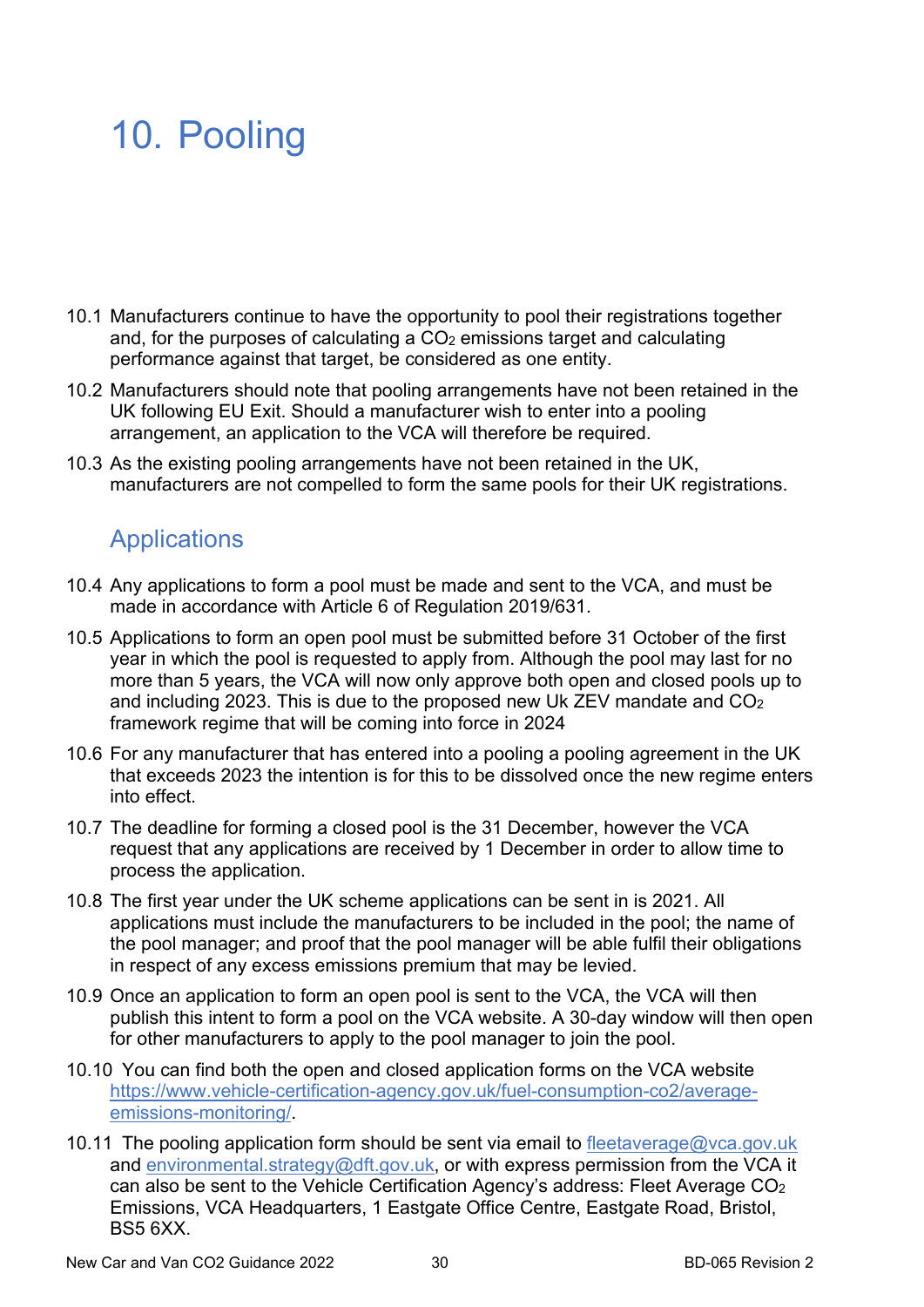# 10. Pooling

10.1 Manufacturers continue to have the opportunity to pool their registrations together and, for the purposes of calculating a $CO_2$ emissions target and calculating performance against that target, be considered as one entity.

10.2 Manufacturers should note that pooling arrangements have not been retained in the UK following EU Exit. Should a manufacturer wish to enter into a pooling arrangement, an application to the VCA will therefore be required.

10.3 As the existing pooling arrangements have not been retained in the UK, manufacturers are not compelled to form the same pools for their UK registrations.

## Applications

10.4 Any applications to form a pool must be made and sent to the VCA, and must be made in accordance with Article 6 of Regulation 2019/631.

10.5 Applications to form an open pool must be submitted before 31 October of the first year in which the pool is requested to apply from. Although the pool may last for no more than 5 years, the VCA will now only approve both open and closed pools up to and including 2023. This is due to the proposed new Uk ZEV mandate and $CO_2$ framework regime that will be coming into force in 2024

10.6 For any manufacturer that has entered into a pooling a pooling agreement in the UK that exceeds 2023 the intention is for this to be dissolved once the new regime enters into effect.

10.7 The deadline for forming a closed pool is the 31 December, however the VCA request that any applications are received by 1 December in order to allow time to process the application.

10.8 The first year under the UK scheme applications can be sent in is 2021. All applications must include the manufacturers to be included in the pool; the name of the pool manager; and proof that the pool manager will be able fulfil their obligations in respect of any excess emissions premium that may be levied.

10.9 Once an application to form an open pool is sent to the VCA, the VCA will then publish this intent to form a pool on the VCA website. A 30-day window will then open for other manufacturers to apply to the pool manager to join the pool.

10.10 You can find both the open and closed application forms on the VCA website [https://www.vehicle-certification-agency.gov.uk/fuel-consumption-co2/average-emissions-monitoring/](https://www.vehicle-certification-agency.gov.uk/fuel-consumption-co2/average-emissions-monitoring/).

10.11 The pooling application form should be sent via email to fleetaverage@vca.gov.uk and environmental.strategy@dft.gov.uk, or with express permission from the VCA it can also be sent to the Vehicle Certification Agency's address: Fleet Average $CO_2$ Emissions, VCA Headquarters, 1 Eastgate Office Centre, Eastgate Road, Bristol, BS5 6XX.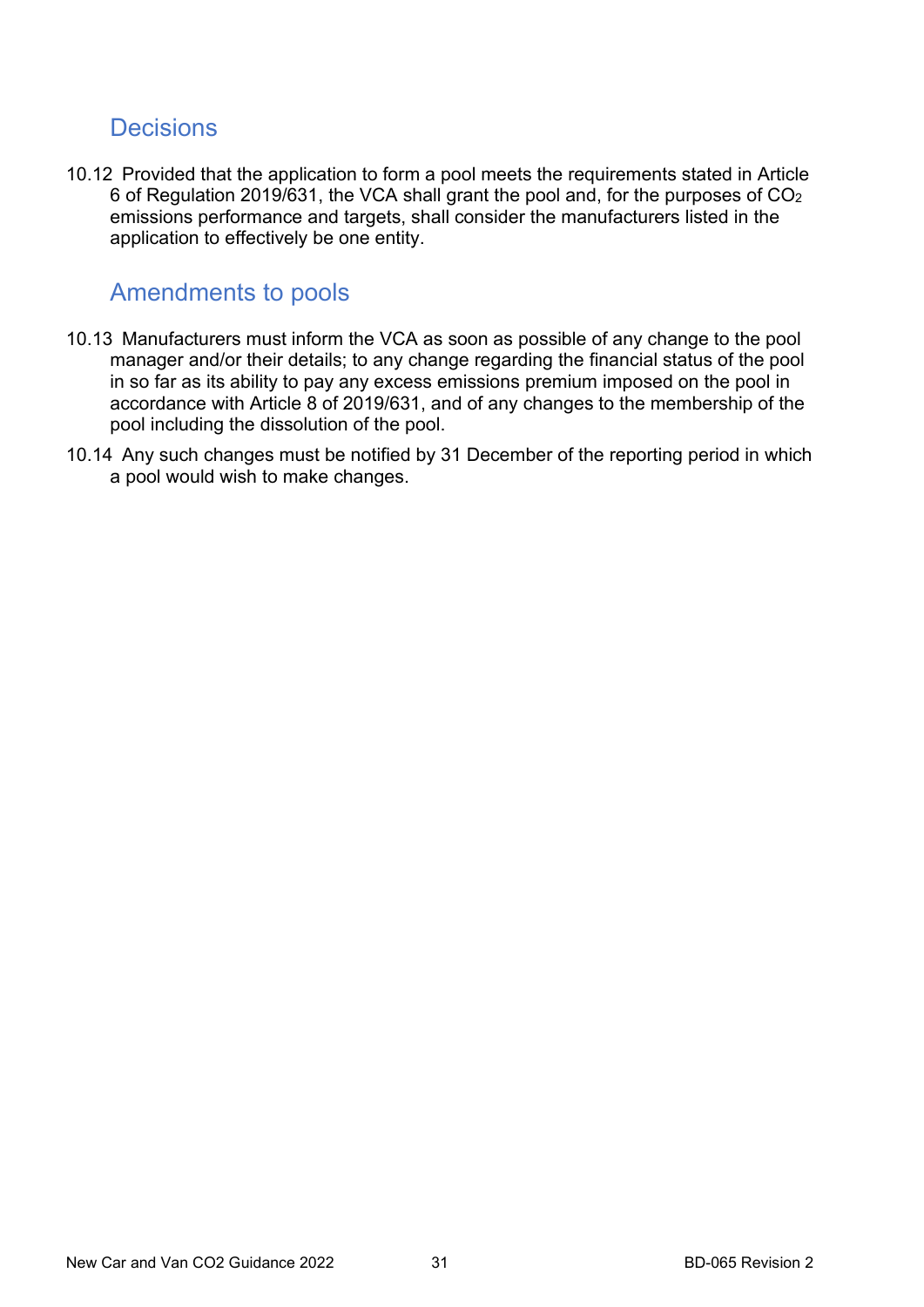## Decisions

10.12 Provided that the application to form a pool meets the requirements stated in Article 6 of Regulation 2019/631, the VCA shall grant the pool and, for the purposes of $CO_2$ emissions performance and targets, shall consider the manufacturers listed in the application to effectively be one entity.

## Amendments to pools

10.13 Manufacturers must inform the VCA as soon as possible of any change to the pool manager and/or their details; to any change regarding the financial status of the pool in so far as its ability to pay any excess emissions premium imposed on the pool in accordance with Article 8 of 2019/631, and of any changes to the membership of the pool including the dissolution of the pool.

10.14 Any such changes must be notified by 31 December of the reporting period in which a pool would wish to make changes.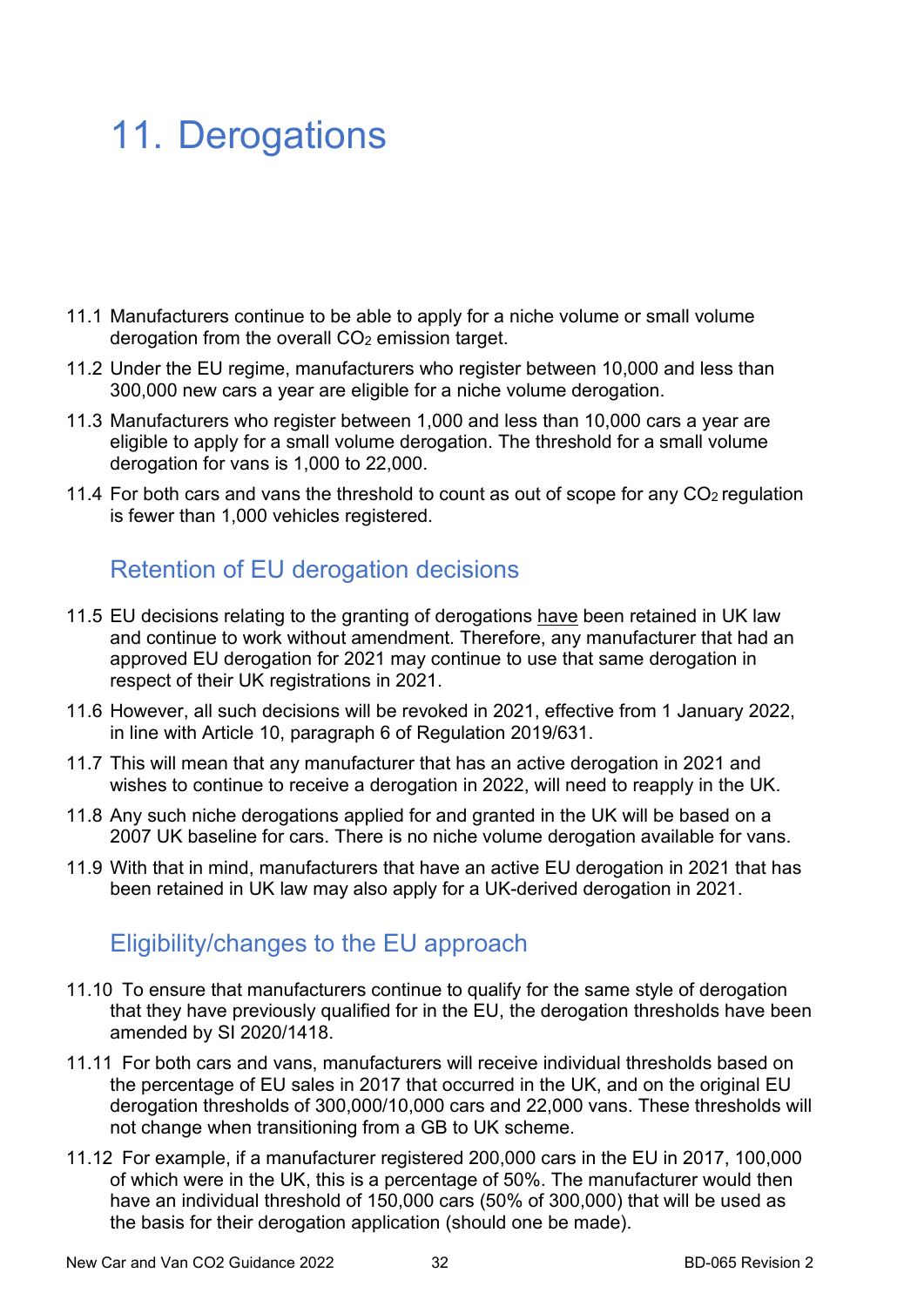# 11. Derogations

11.1 Manufacturers continue to be able to apply for a niche volume or small volume derogation from the overall $CO_2$ emission target.

11.2 Under the EU regime, manufacturers who register between 10,000 and less than 300,000 new cars a year are eligible for a niche volume derogation.

11.3 Manufacturers who register between 1,000 and less than 10,000 cars a year are eligible to apply for a small volume derogation. The threshold for a small volume derogation for vans is 1,000 to 22,000.

11.4 For both cars and vans the threshold to count as out of scope for any $CO_2$ regulation is fewer than 1,000 vehicles registered.

## Retention of EU derogation decisions

11.5 EU decisions relating to the granting of derogations have been retained in UK law and continue to work without amendment. Therefore, any manufacturer that had an approved EU derogation for 2021 may continue to use that same derogation in respect of their UK registrations in 2021.

11.6 However, all such decisions will be revoked in 2021, effective from 1 January 2022, in line with Article 10, paragraph 6 of Regulation 2019/631.

11.7 This will mean that any manufacturer that has an active derogation in 2021 and wishes to continue to receive a derogation in 2022, will need to reapply in the UK.

11.8 Any such niche derogations applied for and granted in the UK will be based on a 2007 UK baseline for cars. There is no niche volume derogation available for vans.

11.9 With that in mind, manufacturers that have an active EU derogation in 2021 that has been retained in UK law may also apply for a UK-derived derogation in 2021.

## Eligibility/changes to the EU approach

11.10 To ensure that manufacturers continue to qualify for the same style of derogation that they have previously qualified for in the EU, the derogation thresholds have been amended by SI 2020/1418.

11.11 For both cars and vans, manufacturers will receive individual thresholds based on the percentage of EU sales in 2017 that occurred in the UK, and on the original EU derogation thresholds of 300,000/10,000 cars and 22,000 vans. These thresholds will not change when transitioning from a GB to UK scheme.

11.12 For example, if a manufacturer registered 200,000 cars in the EU in 2017, 100,000 of which were in the UK, this is a percentage of 50%. The manufacturer would then have an individual threshold of 150,000 cars (50% of 300,000) that will be used as the basis for their derogation application (should one be made).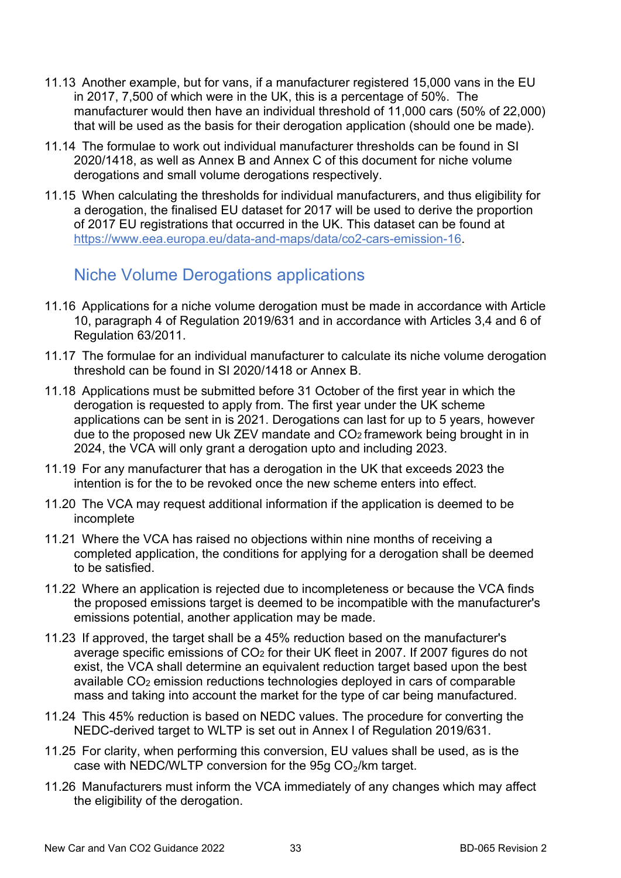11.13 Another example, but for vans, if a manufacturer registered 15,000 vans in the EU in 2017, 7,500 of which were in the UK, this is a percentage of 50%. The manufacturer would then have an individual threshold of 11,000 cars (50% of 22,000) that will be used as the basis for their derogation application (should one be made).

11.14 The formulae to work out individual manufacturer thresholds can be found in SI 2020/1418, as well as Annex B and Annex C of this document for niche volume derogations and small volume derogations respectively.

11.15 When calculating the thresholds for individual manufacturers, and thus eligibility for a derogation, the finalised EU dataset for 2017 will be used to derive the proportion of 2017 EU registrations that occurred in the UK. This dataset can be found at https://www.eea.europa.eu/data-and-maps/data/co2-cars-emission-16.

## Niche Volume Derogations applications

11.16 Applications for a niche volume derogation must be made in accordance with Article 10, paragraph 4 of Regulation 2019/631 and in accordance with Articles 3,4 and 6 of Regulation 63/2011.

11.17 The formulae for an individual manufacturer to calculate its niche volume derogation threshold can be found in SI 2020/1418 or Annex B.

11.18 Applications must be submitted before 31 October of the first year in which the derogation is requested to apply from. The first year under the UK scheme applications can be sent in is 2021. Derogations can last for up to 5 years, however due to the proposed new Uk ZEV mandate and $CO_2$ framework being brought in in 2024, the VCA will only grant a derogation upto and including 2023.

11.19 For any manufacturer that has a derogation in the UK that exceeds 2023 the intention is for the to be revoked once the new scheme enters into effect.

11.20 The VCA may request additional information if the application is deemed to be incomplete

11.21 Where the VCA has raised no objections within nine months of receiving a completed application, the conditions for applying for a derogation shall be deemed to be satisfied.

11.22 Where an application is rejected due to incompleteness or because the VCA finds the proposed emissions target is deemed to be incompatible with the manufacturer's emissions potential, another application may be made.

11.23 If approved, the target shall be a 45% reduction based on the manufacturer's average specific emissions of $CO_2$ for their UK fleet in 2007. If 2007 figures do not exist, the VCA shall determine an equivalent reduction target based upon the best available $CO_2$ emission reductions technologies deployed in cars of comparable mass and taking into account the market for the type of car being manufactured.

11.24 This 45% reduction is based on NEDC values. The procedure for converting the NEDC-derived target to WLTP is set out in Annex I of Regulation 2019/631.

11.25 For clarity, when performing this conversion, EU values shall be used, as is the case with NEDC/WLTP conversion for the 95g $CO_2$/km target.

11.26 Manufacturers must inform the VCA immediately of any changes which may affect the eligibility of the derogation.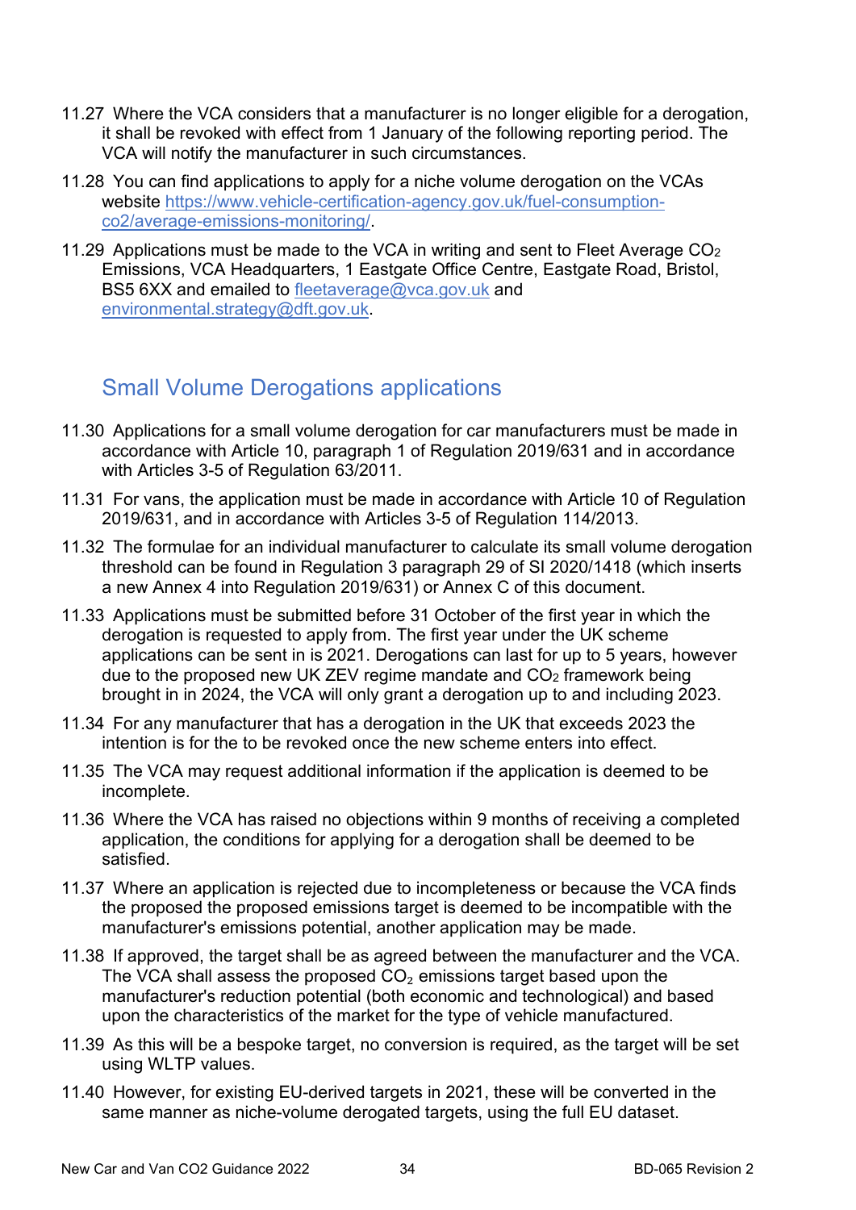11.27 Where the VCA considers that a manufacturer is no longer eligible for a derogation, it shall be revoked with effect from 1 January of the following reporting period. The VCA will notify the manufacturer in such circumstances.

11.28 You can find applications to apply for a niche volume derogation on the VCAs website [https://www.vehicle-certification-agency.gov.uk/fuel-consumption-co2/average-emissions-monitoring/](https://www.vehicle-certification-agency.gov.uk/fuel-consumption-co2/average-emissions-monitoring/).

11.29 Applications must be made to the VCA in writing and sent to Fleet Average $CO_2$ Emissions, VCA Headquarters, 1 Eastgate Office Centre, Eastgate Road, Bristol, BS5 6XX and emailed to fleetaverage@vca.gov.uk and environmental.strategy@dft.gov.uk.

## Small Volume Derogations applications

11.30 Applications for a small volume derogation for car manufacturers must be made in accordance with Article 10, paragraph 1 of Regulation 2019/631 and in accordance with Articles 3-5 of Regulation 63/2011.

11.31 For vans, the application must be made in accordance with Article 10 of Regulation 2019/631, and in accordance with Articles 3-5 of Regulation 114/2013.

11.32 The formulae for an individual manufacturer to calculate its small volume derogation threshold can be found in Regulation 3 paragraph 29 of SI 2020/1418 (which inserts a new Annex 4 into Regulation 2019/631) or Annex C of this document.

11.33 Applications must be submitted before 31 October of the first year in which the derogation is requested to apply from. The first year under the UK scheme applications can be sent in is 2021. Derogations can last for up to 5 years, however due to the proposed new UK ZEV regime mandate and $CO_2$ framework being brought in in 2024, the VCA will only grant a derogation up to and including 2023.

11.34 For any manufacturer that has a derogation in the UK that exceeds 2023 the intention is for the to be revoked once the new scheme enters into effect.

11.35 The VCA may request additional information if the application is deemed to be incomplete.

11.36 Where the VCA has raised no objections within 9 months of receiving a completed application, the conditions for applying for a derogation shall be deemed to be satisfied.

11.37 Where an application is rejected due to incompleteness or because the VCA finds the proposed the proposed emissions target is deemed to be incompatible with the manufacturer's emissions potential, another application may be made.

11.38 If approved, the target shall be as agreed between the manufacturer and the VCA. The VCA shall assess the proposed $CO_2$ emissions target based upon the manufacturer's reduction potential (both economic and technological) and based upon the characteristics of the market for the type of vehicle manufactured.

11.39 As this will be a bespoke target, no conversion is required, as the target will be set using WLTP values.

11.40 However, for existing EU-derived targets in 2021, these will be converted in the same manner as niche-volume derogated targets, using the full EU dataset.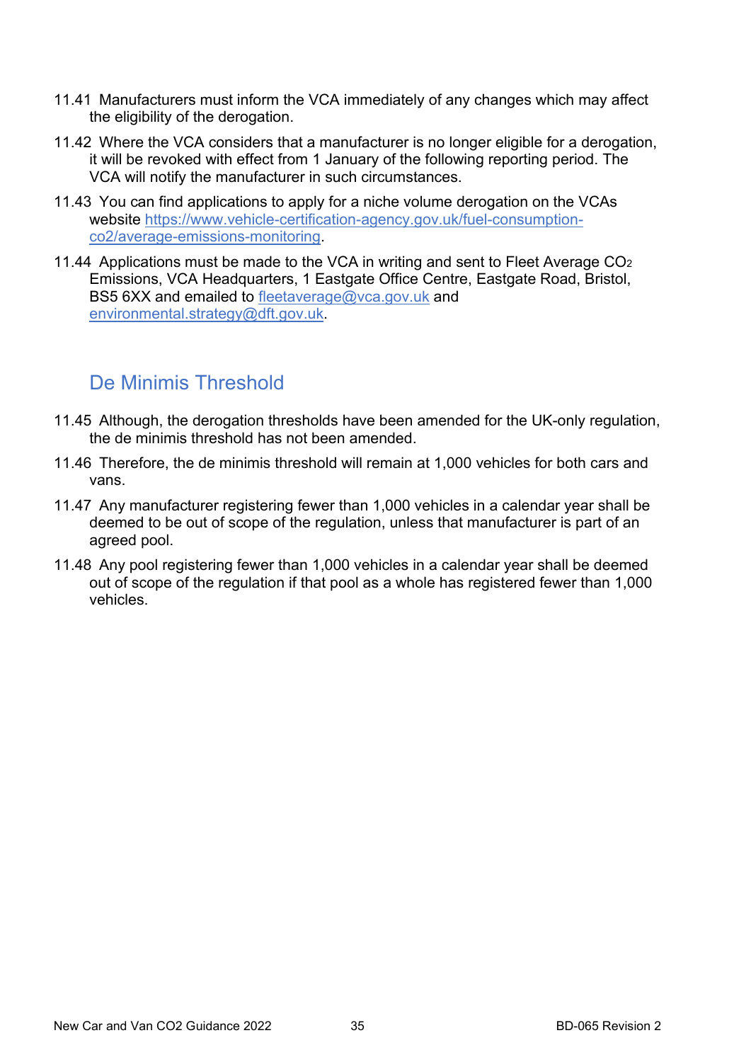11.41 Manufacturers must inform the VCA immediately of any changes which may affect the eligibility of the derogation.

11.42 Where the VCA considers that a manufacturer is no longer eligible for a derogation, it will be revoked with effect from 1 January of the following reporting period. The VCA will notify the manufacturer in such circumstances.

11.43 You can find applications to apply for a niche volume derogation on the VCAs website https://www.vehicle-certification-agency.gov.uk/fuel-consumption-co2/average-emissions-monitoring.

11.44 Applications must be made to the VCA in writing and sent to Fleet Average $CO_2$ Emissions, VCA Headquarters, 1 Eastgate Office Centre, Eastgate Road, Bristol, BS5 6XX and emailed to fleetaverage@vca.gov.uk and environmental.strategy@dft.gov.uk.

## De Minimis Threshold

11.45 Although, the derogation thresholds have been amended for the UK-only regulation, the de minimis threshold has not been amended.

11.46 Therefore, the de minimis threshold will remain at 1,000 vehicles for both cars and vans.

11.47 Any manufacturer registering fewer than 1,000 vehicles in a calendar year shall be deemed to be out of scope of the regulation, unless that manufacturer is part of an agreed pool.

11.48 Any pool registering fewer than 1,000 vehicles in a calendar year shall be deemed out of scope of the regulation if that pool as a whole has registered fewer than 1,000 vehicles.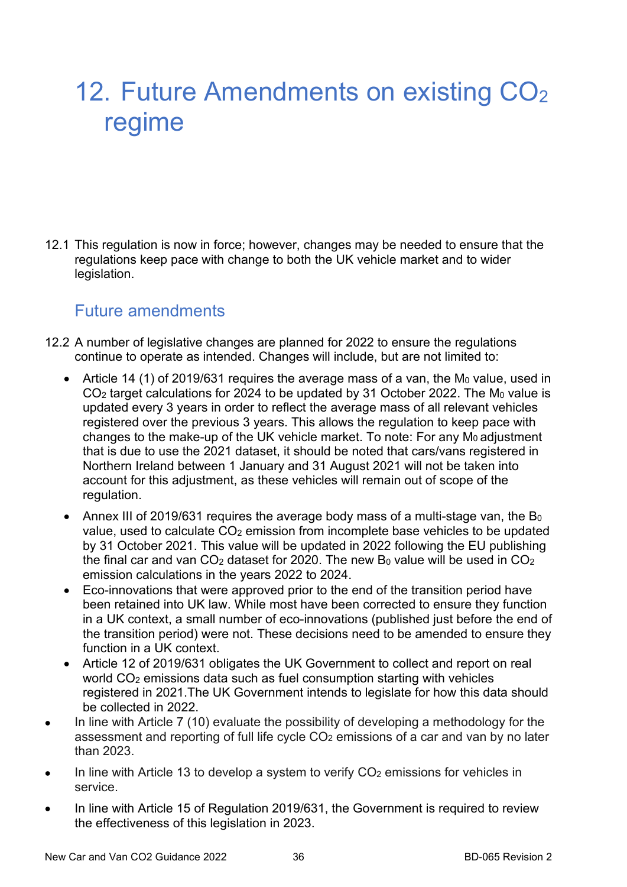# 12. Future Amendments on existing $CO_2$ regime

12.1 This regulation is now in force; however, changes may be needed to ensure that the regulations keep pace with change to both the UK vehicle market and to wider legislation.

## Future amendments

12.2 A number of legislative changes are planned for 2022 to ensure the regulations continue to operate as intended. Changes will include, but are not limited to:

- Article 14 (1) of 2019/631 requires the average mass of a van, the $M_0$ value, used in $CO_2$ target calculations for 2024 to be updated by 31 October 2022. The $M_0$ value is updated every 3 years in order to reflect the average mass of all relevant vehicles registered over the previous 3 years. This allows the regulation to keep pace with changes to the make-up of the UK vehicle market. To note: For any $M_0$ adjustment that is due to use the 2021 dataset, it should be noted that cars/vans registered in Northern Ireland between 1 January and 31 August 2021 will not be taken into account for this adjustment, as these vehicles will remain out of scope of the regulation.
- Annex III of 2019/631 requires the average body mass of a multi-stage van, the $B_0$ value, used to calculate $CO_2$ emission from incomplete base vehicles to be updated by 31 October 2021. This value will be updated in 2022 following the EU publishing the final car and van $CO_2$ dataset for 2020. The new $B_0$ value will be used in $CO_2$ emission calculations in the years 2022 to 2024.
- Eco-innovations that were approved prior to the end of the transition period have been retained into UK law. While most have been corrected to ensure they function in a UK context, a small number of eco-innovations (published just before the end of the transition period) were not. These decisions need to be amended to ensure they function in a UK context.
- Article 12 of 2019/631 obligates the UK Government to collect and report on real world $CO_2$ emissions data such as fuel consumption starting with vehicles registered in 2021.The UK Government intends to legislate for how this data should be collected in 2022.
- In line with Article 7 (10) evaluate the possibility of developing a methodology for the assessment and reporting of full life cycle $CO_2$ emissions of a car and van by no later than 2023.
- In line with Article 13 to develop a system to verify $CO_2$ emissions for vehicles in service.
- In line with Article 15 of Regulation 2019/631, the Government is required to review the effectiveness of this legislation in 2023.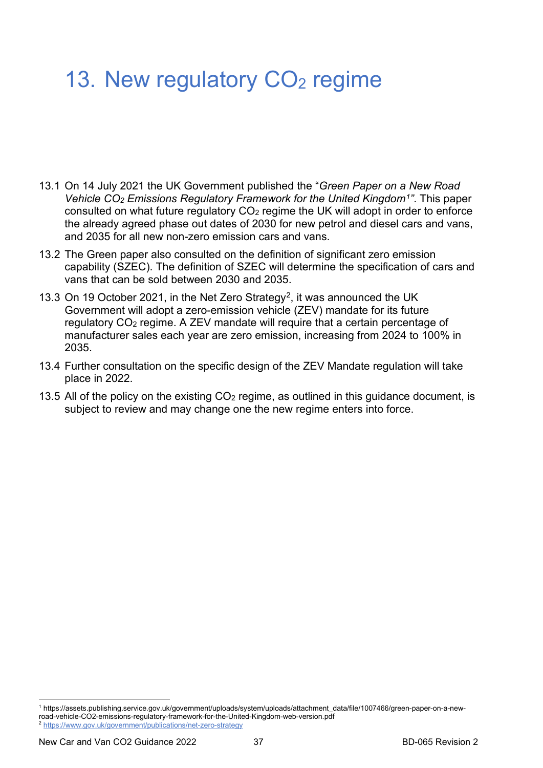# 13. New regulatory $CO_2$ regime

13.1 On 14 July 2021 the UK Government published the "*Green Paper on a New Road Vehicle $CO_2$ Emissions Regulatory Framework for the United Kingdom*[1]". This paper consulted on what future regulatory $CO_2$ regime the UK will adopt in order to enforce the already agreed phase out dates of 2030 for new petrol and diesel cars and vans, and 2035 for all new non-zero emission cars and vans.

13.2 The Green paper also consulted on the definition of significant zero emission capability (SZEC). The definition of SZEC will determine the specification of cars and vans that can be sold between 2030 and 2035.

13.3 On 19 October 2021, in the Net Zero Strategy[2], it was announced the UK Government will adopt a zero-emission vehicle (ZEV) mandate for its future regulatory $CO_2$ regime. A ZEV mandate will require that a certain percentage of manufacturer sales each year are zero emission, increasing from 2024 to 100% in 2035.

13.4 Further consultation on the specific design of the ZEV Mandate regulation will take place in 2022.

13.5 All of the policy on the existing $CO_2$ regime, as outlined in this guidance document, is subject to review and may change one the new regime enters into force.

---

[1] https://assets.publishing.service.gov.uk/government/uploads/system/uploads/attachment_data/file/1007466/green-paper-on-a-new-road-vehicle-CO2-emissions-regulatory-framework-for-the-United-Kingdom-web-version.pdf

[2] https://www.gov.uk/government/publications/net-zero-strategy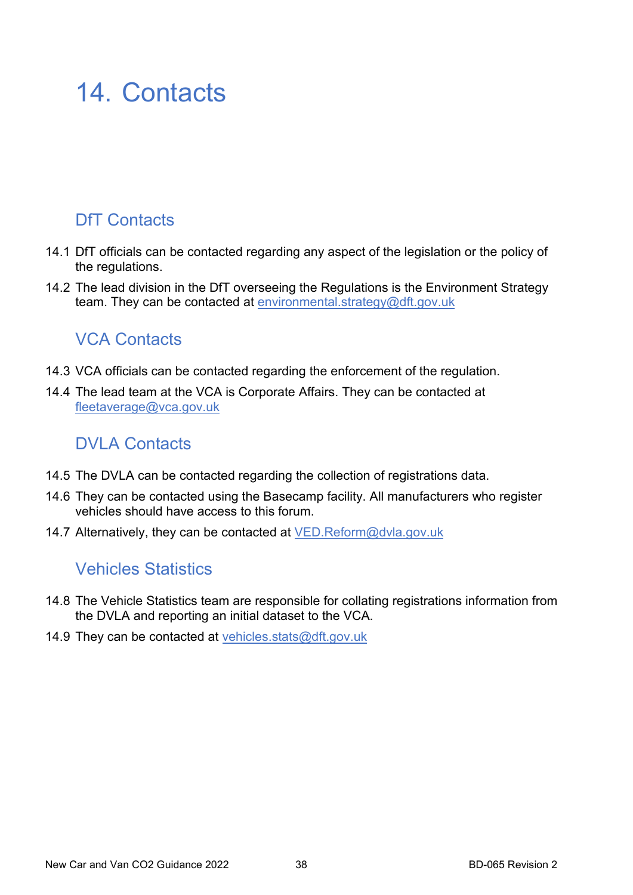# 14. Contacts

## DfT Contacts

14.1 DfT officials can be contacted regarding any aspect of the legislation or the policy of the regulations.

14.2 The lead division in the DfT overseeing the Regulations is the Environment Strategy team. They can be contacted at environmental.strategy@dft.gov.uk

## VCA Contacts

14.3 VCA officials can be contacted regarding the enforcement of the regulation.

14.4 The lead team at the VCA is Corporate Affairs. They can be contacted at fleetaverage@vca.gov.uk

## DVLA Contacts

14.5 The DVLA can be contacted regarding the collection of registrations data.

14.6 They can be contacted using the Basecamp facility. All manufacturers who register vehicles should have access to this forum.

14.7 Alternatively, they can be contacted at VED.Reform@dvla.gov.uk

## Vehicles Statistics

14.8 The Vehicle Statistics team are responsible for collating registrations information from the DVLA and reporting an initial dataset to the VCA.

14.9 They can be contacted at vehicles.stats@dft.gov.uk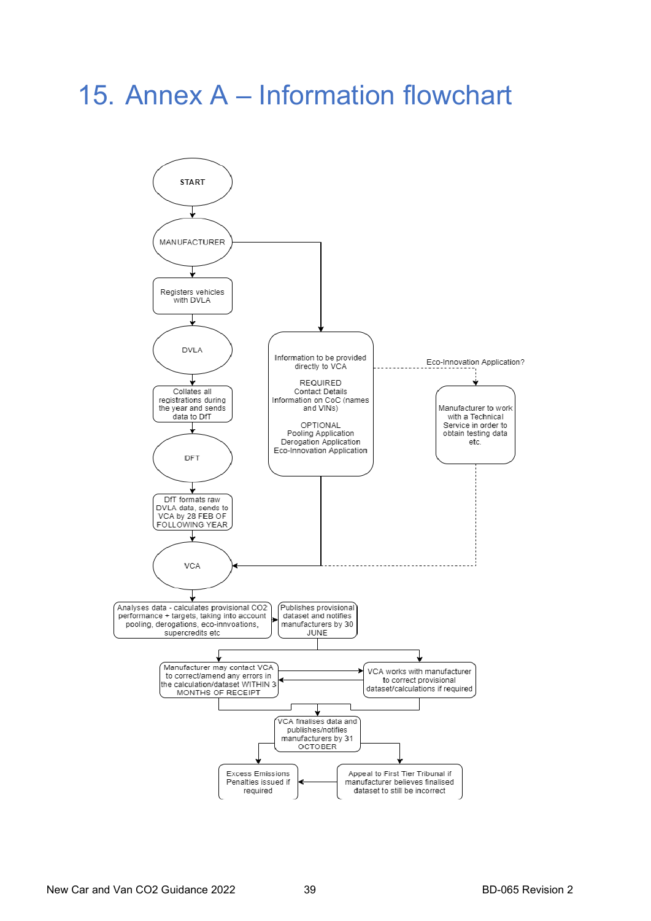# 15. Annex A – Information flowchart

START

MANUFACTURER

Registers vehicles with DVLA

DVLA

Collates all registrations during the year and sends data to DfT

DFT

DfT formats raw DVLA data, sends to VCA by 28 FEB OF FOLLOWING YEAR

Information to be provided directly to VCA

REQUIRED
Contact Details
Information on CoC (names and VINs)

OPTIONAL
Pooling Application
Derogation Application
Eco-Innovation Application

Eco-Innovation Application?

Manufacturer to work with a Technical Service in order to obtain testing data etc.

VCA

Analyses data - calculates provisional CO2 performance + targets, taking into account pooling, derogations, eco-innvoations, supercredits etc

Publishes provisional dataset and notifies manufacturers by 30 JUNE

Manufacturer may contact VCA to correct/amend any errors in the calculation/dataset WITHIN 3 MONTHS OF RECEIPT

VCA works with manufacturer to correct provisional dataset/calculations if required

VCA finalises data and publishes/notifies manufacturers by 31 OCTOBER

Excess Emissions Penalties issued if required

Appeal to First Tier Tribunal if manufacturer believes finalised dataset to still be incorrect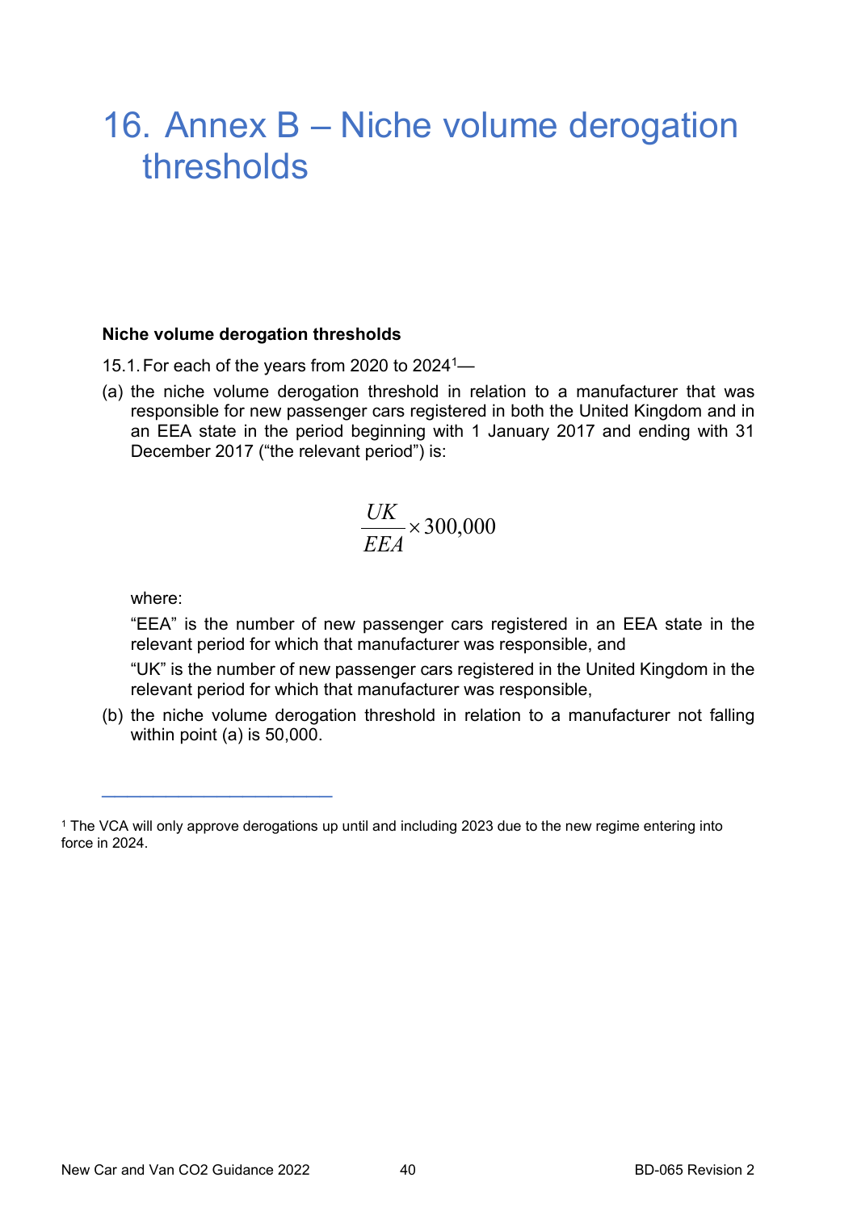# 16. Annex B – Niche volume derogation thresholds

**Niche volume derogation thresholds**

15.1. For each of the years from 2020 to 2024[1]—

(a) the niche volume derogation threshold in relation to a manufacturer that was responsible for new passenger cars registered in both the United Kingdom and in an EEA state in the period beginning with 1 January 2017 and ending with 31 December 2017 ("the relevant period") is:

$$\frac{UK}{EEA} \times 300{,}000$$

where:

"EEA" is the number of new passenger cars registered in an EEA state in the relevant period for which that manufacturer was responsible, and

"UK" is the number of new passenger cars registered in the United Kingdom in the relevant period for which that manufacturer was responsible,

(b) the niche volume derogation threshold in relation to a manufacturer not falling within point (a) is 50,000.

---

[1] The VCA will only approve derogations up until and including 2023 due to the new regime entering into force in 2024.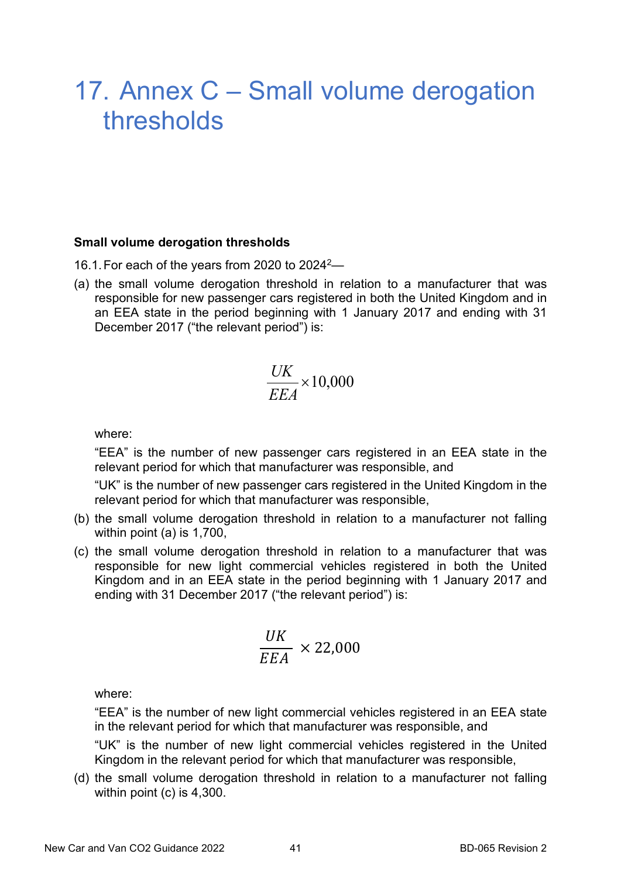# 17. Annex C – Small volume derogation thresholds

**Small volume derogation thresholds**

16.1. For each of the years from 2020 to 2024[2]—

(a) the small volume derogation threshold in relation to a manufacturer that was responsible for new passenger cars registered in both the United Kingdom and in an EEA state in the period beginning with 1 January 2017 and ending with 31 December 2017 ("the relevant period") is:

$$\frac{UK}{EEA} \times 10{,}000$$

where:

"EEA" is the number of new passenger cars registered in an EEA state in the relevant period for which that manufacturer was responsible, and

"UK" is the number of new passenger cars registered in the United Kingdom in the relevant period for which that manufacturer was responsible,

(b) the small volume derogation threshold in relation to a manufacturer not falling within point (a) is 1,700,

(c) the small volume derogation threshold in relation to a manufacturer that was responsible for new light commercial vehicles registered in both the United Kingdom and in an EEA state in the period beginning with 1 January 2017 and ending with 31 December 2017 ("the relevant period") is:

$$\frac{UK}{EEA} \times 22{,}000$$

where:

"EEA" is the number of new light commercial vehicles registered in an EEA state in the relevant period for which that manufacturer was responsible, and

"UK" is the number of new light commercial vehicles registered in the United Kingdom in the relevant period for which that manufacturer was responsible,

(d) the small volume derogation threshold in relation to a manufacturer not falling within point (c) is 4,300.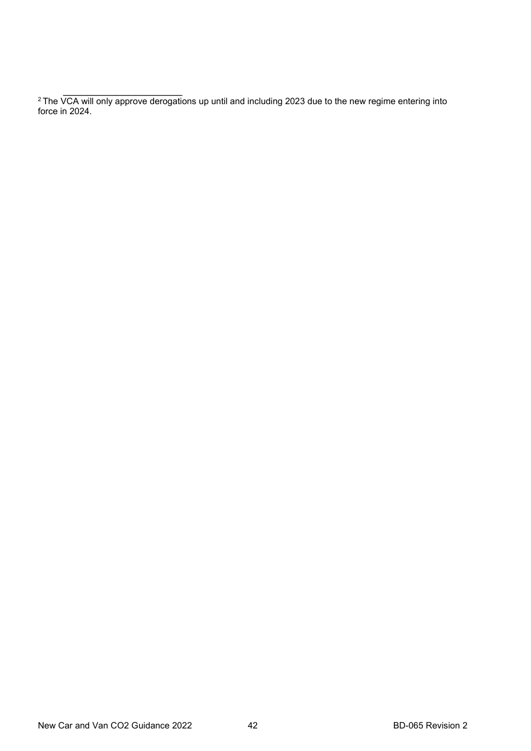[2] The VCA will only approve derogations up until and including 2023 due to the new regime entering into force in 2024.